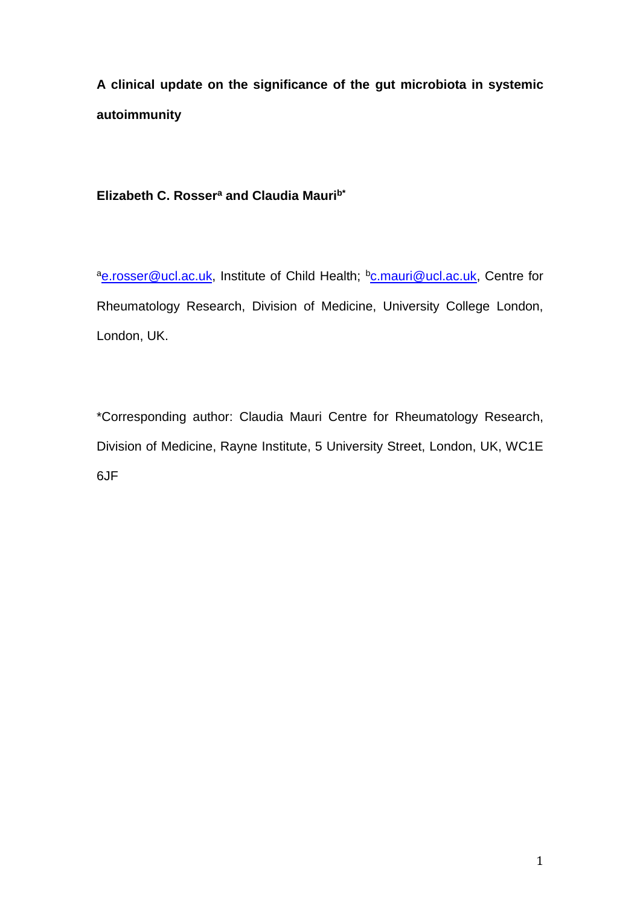# A clinical update on the significance of the gut microbiota in systemic autoimmunity

**Elizabeth C. Rosser[a] and Claudia Mauri[b*]**

[a]e.rosser@ucl.ac.uk, Institute of Child Health; [b]c.mauri@ucl.ac.uk, Centre for Rheumatology Research, Division of Medicine, University College London, London, UK.

*Corresponding author: Claudia Mauri Centre for Rheumatology Research, Division of Medicine, Rayne Institute, 5 University Street, London, UK, WC1E 6JF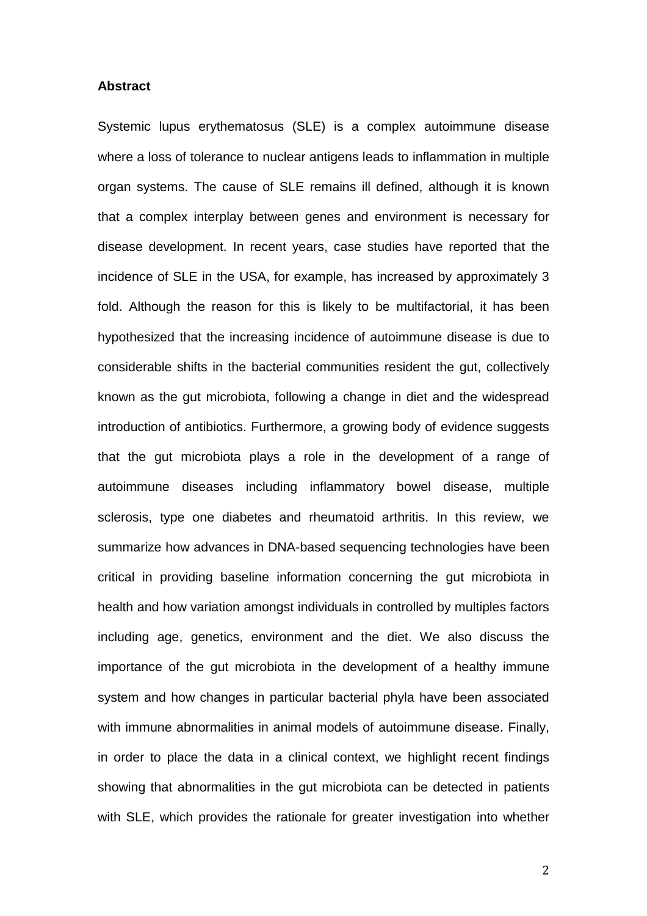**Abstract**

Systemic lupus erythematosus (SLE) is a complex autoimmune disease where a loss of tolerance to nuclear antigens leads to inflammation in multiple organ systems. The cause of SLE remains ill defined, although it is known that a complex interplay between genes and environment is necessary for disease development. In recent years, case studies have reported that the incidence of SLE in the USA, for example, has increased by approximately 3 fold. Although the reason for this is likely to be multifactorial, it has been hypothesized that the increasing incidence of autoimmune disease is due to considerable shifts in the bacterial communities resident the gut, collectively known as the gut microbiota, following a change in diet and the widespread introduction of antibiotics. Furthermore, a growing body of evidence suggests that the gut microbiota plays a role in the development of a range of autoimmune diseases including inflammatory bowel disease, multiple sclerosis, type one diabetes and rheumatoid arthritis. In this review, we summarize how advances in DNA-based sequencing technologies have been critical in providing baseline information concerning the gut microbiota in health and how variation amongst individuals in controlled by multiples factors including age, genetics, environment and the diet. We also discuss the importance of the gut microbiota in the development of a healthy immune system and how changes in particular bacterial phyla have been associated with immune abnormalities in animal models of autoimmune disease. Finally, in order to place the data in a clinical context, we highlight recent findings showing that abnormalities in the gut microbiota can be detected in patients with SLE, which provides the rationale for greater investigation into whether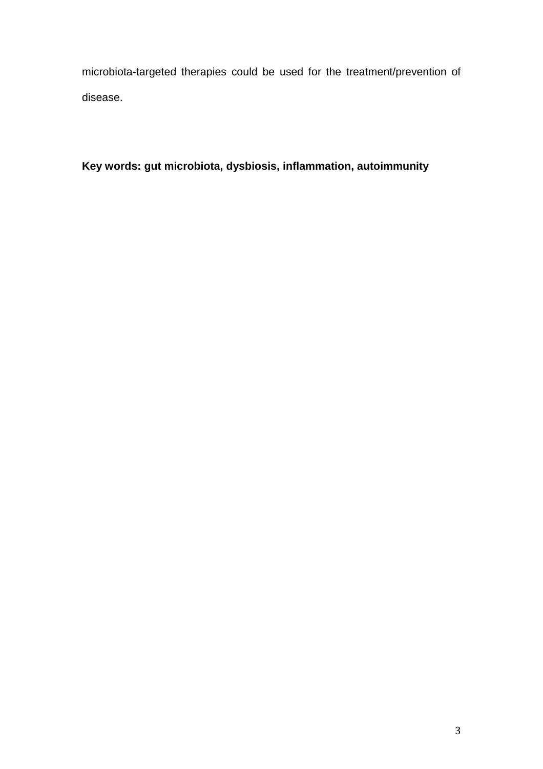microbiota-targeted therapies could be used for the treatment/prevention of disease.

**Key words: gut microbiota, dysbiosis, inflammation, autoimmunity**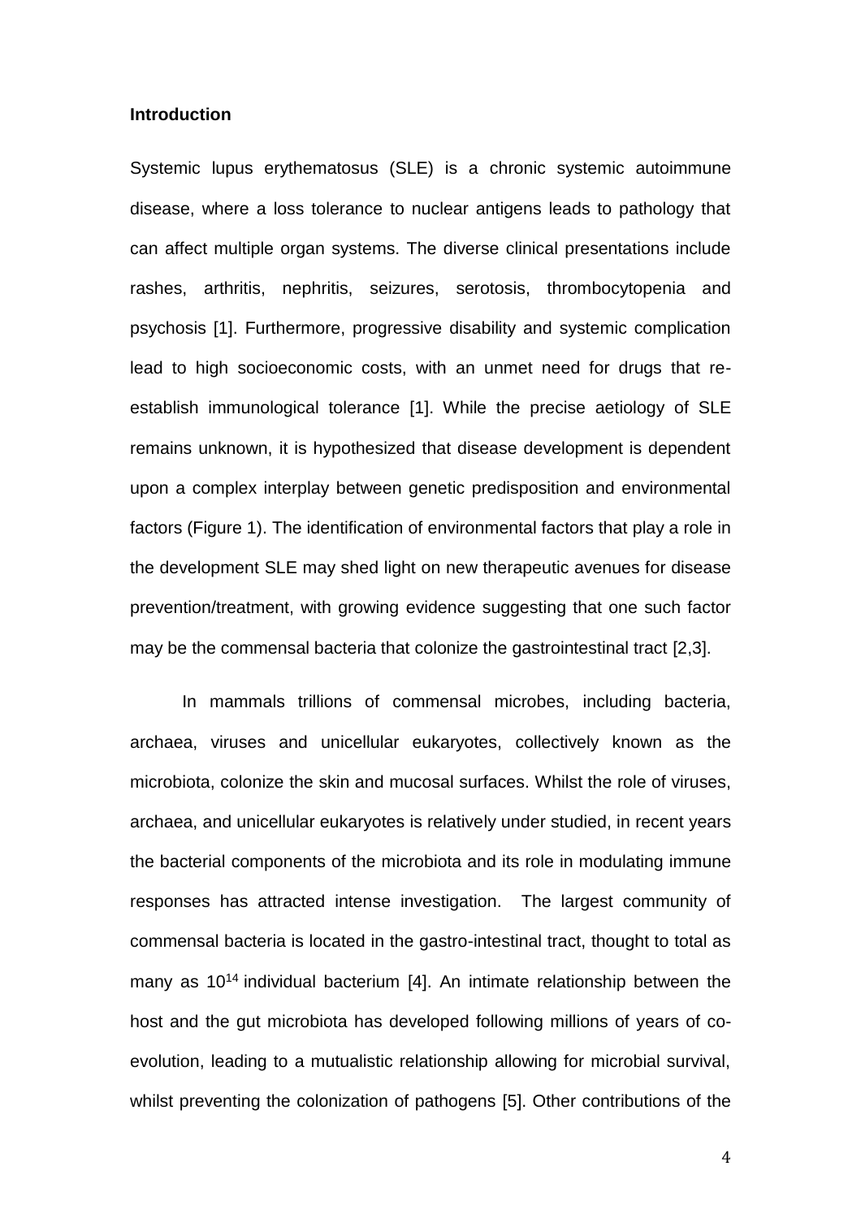**Introduction**

Systemic lupus erythematosus (SLE) is a chronic systemic autoimmune disease, where a loss tolerance to nuclear antigens leads to pathology that can affect multiple organ systems. The diverse clinical presentations include rashes, arthritis, nephritis, seizures, serotosis, thrombocytopenia and psychosis [1]. Furthermore, progressive disability and systemic complication lead to high socioeconomic costs, with an unmet need for drugs that re-establish immunological tolerance [1]. While the precise aetiology of SLE remains unknown, it is hypothesized that disease development is dependent upon a complex interplay between genetic predisposition and environmental factors (Figure 1). The identification of environmental factors that play a role in the development SLE may shed light on new therapeutic avenues for disease prevention/treatment, with growing evidence suggesting that one such factor may be the commensal bacteria that colonize the gastrointestinal tract [2,3].

In mammals trillions of commensal microbes, including bacteria, archaea, viruses and unicellular eukaryotes, collectively known as the microbiota, colonize the skin and mucosal surfaces. Whilst the role of viruses, archaea, and unicellular eukaryotes is relatively under studied, in recent years the bacterial components of the microbiota and its role in modulating immune responses has attracted intense investigation. The largest community of commensal bacteria is located in the gastro-intestinal tract, thought to total as many as $10^{14}$ individual bacterium [4]. An intimate relationship between the host and the gut microbiota has developed following millions of years of co-evolution, leading to a mutualistic relationship allowing for microbial survival, whilst preventing the colonization of pathogens [5]. Other contributions of the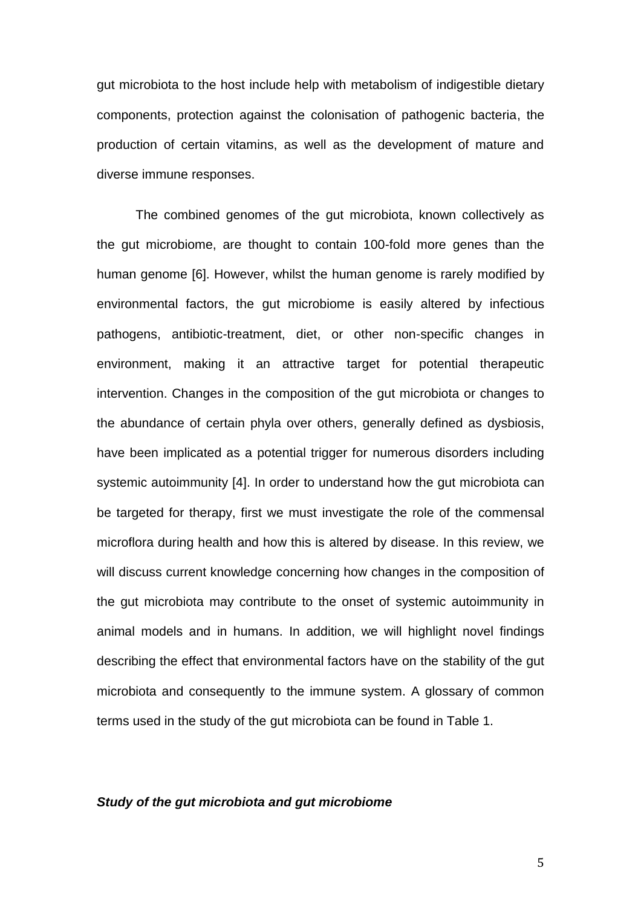gut microbiota to the host include help with metabolism of indigestible dietary components, protection against the colonisation of pathogenic bacteria, the production of certain vitamins, as well as the development of mature and diverse immune responses.

The combined genomes of the gut microbiota, known collectively as the gut microbiome, are thought to contain 100-fold more genes than the human genome [6]. However, whilst the human genome is rarely modified by environmental factors, the gut microbiome is easily altered by infectious pathogens, antibiotic-treatment, diet, or other non-specific changes in environment, making it an attractive target for potential therapeutic intervention. Changes in the composition of the gut microbiota or changes to the abundance of certain phyla over others, generally defined as dysbiosis, have been implicated as a potential trigger for numerous disorders including systemic autoimmunity [4]. In order to understand how the gut microbiota can be targeted for therapy, first we must investigate the role of the commensal microflora during health and how this is altered by disease. In this review, we will discuss current knowledge concerning how changes in the composition of the gut microbiota may contribute to the onset of systemic autoimmunity in animal models and in humans. In addition, we will highlight novel findings describing the effect that environmental factors have on the stability of the gut microbiota and consequently to the immune system. A glossary of common terms used in the study of the gut microbiota can be found in Table 1.

***Study of the gut microbiota and gut microbiome***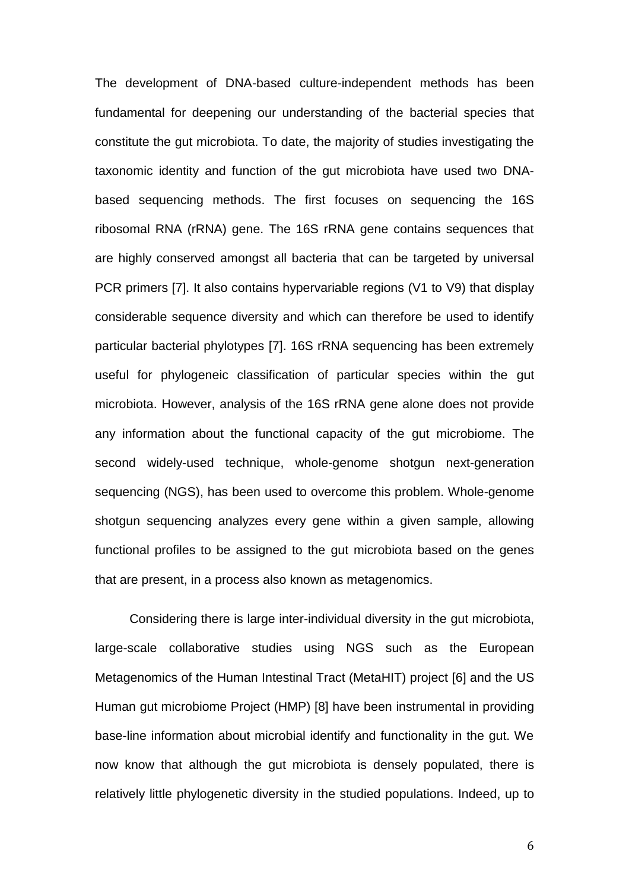The development of DNA-based culture-independent methods has been fundamental for deepening our understanding of the bacterial species that constitute the gut microbiota. To date, the majority of studies investigating the taxonomic identity and function of the gut microbiota have used two DNA-based sequencing methods. The first focuses on sequencing the 16S ribosomal RNA (rRNA) gene. The 16S rRNA gene contains sequences that are highly conserved amongst all bacteria that can be targeted by universal PCR primers [7]. It also contains hypervariable regions (V1 to V9) that display considerable sequence diversity and which can therefore be used to identify particular bacterial phylotypes [7]. 16S rRNA sequencing has been extremely useful for phylogeneic classification of particular species within the gut microbiota. However, analysis of the 16S rRNA gene alone does not provide any information about the functional capacity of the gut microbiome. The second widely-used technique, whole-genome shotgun next-generation sequencing (NGS), has been used to overcome this problem. Whole-genome shotgun sequencing analyzes every gene within a given sample, allowing functional profiles to be assigned to the gut microbiota based on the genes that are present, in a process also known as metagenomics.

Considering there is large inter-individual diversity in the gut microbiota, large-scale collaborative studies using NGS such as the European Metagenomics of the Human Intestinal Tract (MetaHIT) project [6] and the US Human gut microbiome Project (HMP) [8] have been instrumental in providing base-line information about microbial identify and functionality in the gut. We now know that although the gut microbiota is densely populated, there is relatively little phylogenetic diversity in the studied populations. Indeed, up to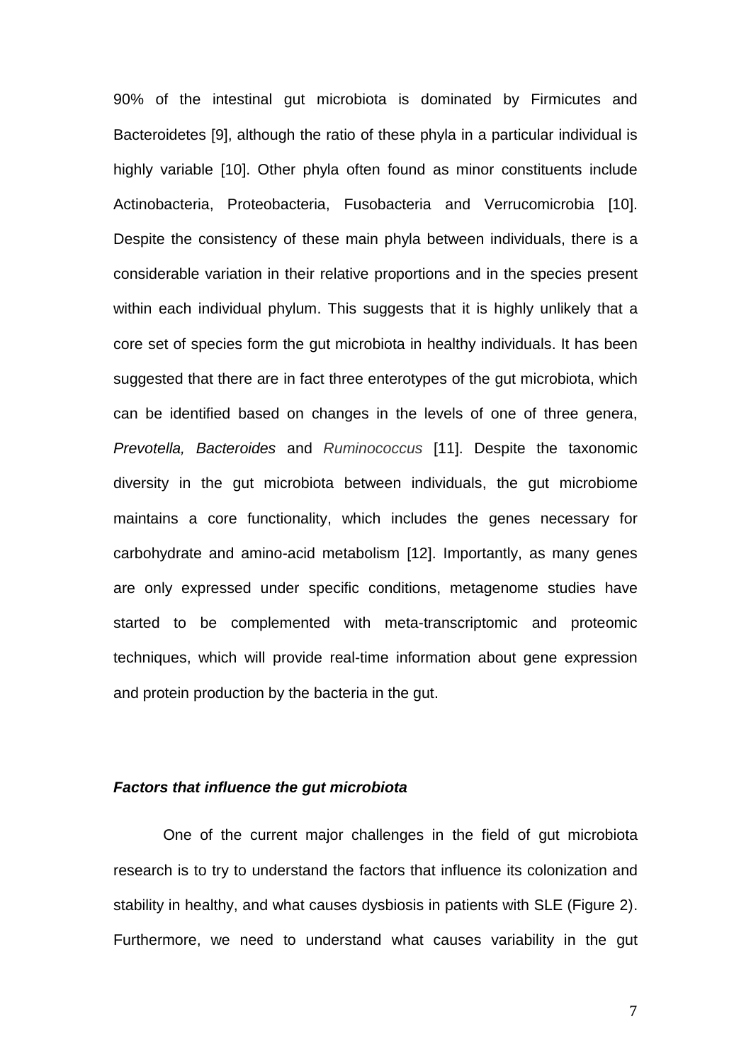90% of the intestinal gut microbiota is dominated by Firmicutes and Bacteroidetes [9], although the ratio of these phyla in a particular individual is highly variable [10]. Other phyla often found as minor constituents include Actinobacteria, Proteobacteria, Fusobacteria and Verrucomicrobia [10]. Despite the consistency of these main phyla between individuals, there is a considerable variation in their relative proportions and in the species present within each individual phylum. This suggests that it is highly unlikely that a core set of species form the gut microbiota in healthy individuals. It has been suggested that there are in fact three enterotypes of the gut microbiota, which can be identified based on changes in the levels of one of three genera, *Prevotella, Bacteroides* and *Ruminococcus* [11]. Despite the taxonomic diversity in the gut microbiota between individuals, the gut microbiome maintains a core functionality, which includes the genes necessary for carbohydrate and amino-acid metabolism [12]. Importantly, as many genes are only expressed under specific conditions, metagenome studies have started to be complemented with meta-transcriptomic and proteomic techniques, which will provide real-time information about gene expression and protein production by the bacteria in the gut.

### ***Factors that influence the gut microbiota***

One of the current major challenges in the field of gut microbiota research is to try to understand the factors that influence its colonization and stability in healthy, and what causes dysbiosis in patients with SLE (Figure 2). Furthermore, we need to understand what causes variability in the gut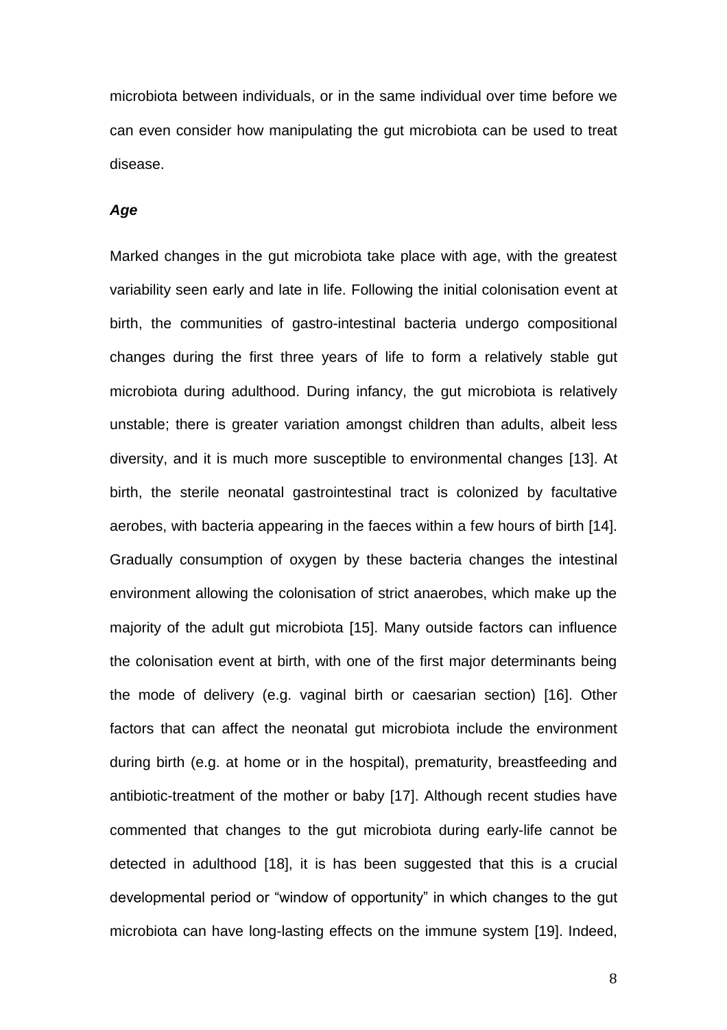microbiota between individuals, or in the same individual over time before we can even consider how manipulating the gut microbiota can be used to treat disease.

***Age***

Marked changes in the gut microbiota take place with age, with the greatest variability seen early and late in life. Following the initial colonisation event at birth, the communities of gastro-intestinal bacteria undergo compositional changes during the first three years of life to form a relatively stable gut microbiota during adulthood. During infancy, the gut microbiota is relatively unstable; there is greater variation amongst children than adults, albeit less diversity, and it is much more susceptible to environmental changes [13]. At birth, the sterile neonatal gastrointestinal tract is colonized by facultative aerobes, with bacteria appearing in the faeces within a few hours of birth [14]. Gradually consumption of oxygen by these bacteria changes the intestinal environment allowing the colonisation of strict anaerobes, which make up the majority of the adult gut microbiota [15]. Many outside factors can influence the colonisation event at birth, with one of the first major determinants being the mode of delivery (e.g. vaginal birth or caesarian section) [16]. Other factors that can affect the neonatal gut microbiota include the environment during birth (e.g. at home or in the hospital), prematurity, breastfeeding and antibiotic-treatment of the mother or baby [17]. Although recent studies have commented that changes to the gut microbiota during early-life cannot be detected in adulthood [18], it is has been suggested that this is a crucial developmental period or "window of opportunity" in which changes to the gut microbiota can have long-lasting effects on the immune system [19]. Indeed,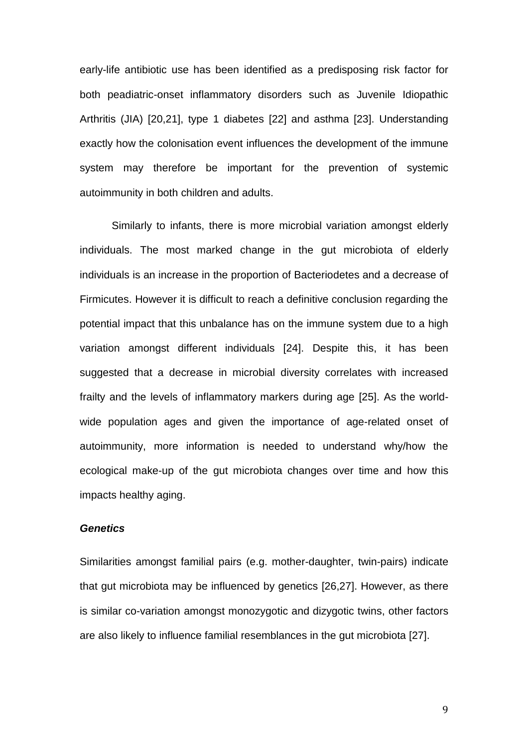early-life antibiotic use has been identified as a predisposing risk factor for both peadiatric-onset inflammatory disorders such as Juvenile Idiopathic Arthritis (JIA) [20,21], type 1 diabetes [22] and asthma [23]. Understanding exactly how the colonisation event influences the development of the immune system may therefore be important for the prevention of systemic autoimmunity in both children and adults.

Similarly to infants, there is more microbial variation amongst elderly individuals. The most marked change in the gut microbiota of elderly individuals is an increase in the proportion of Bacteriodetes and a decrease of Firmicutes. However it is difficult to reach a definitive conclusion regarding the potential impact that this unbalance has on the immune system due to a high variation amongst different individuals [24]. Despite this, it has been suggested that a decrease in microbial diversity correlates with increased frailty and the levels of inflammatory markers during age [25]. As the world-wide population ages and given the importance of age-related onset of autoimmunity, more information is needed to understand why/how the ecological make-up of the gut microbiota changes over time and how this impacts healthy aging.

***Genetics***

Similarities amongst familial pairs (e.g. mother-daughter, twin-pairs) indicate that gut microbiota may be influenced by genetics [26,27]. However, as there is similar co-variation amongst monozygotic and dizygotic twins, other factors are also likely to influence familial resemblances in the gut microbiota [27].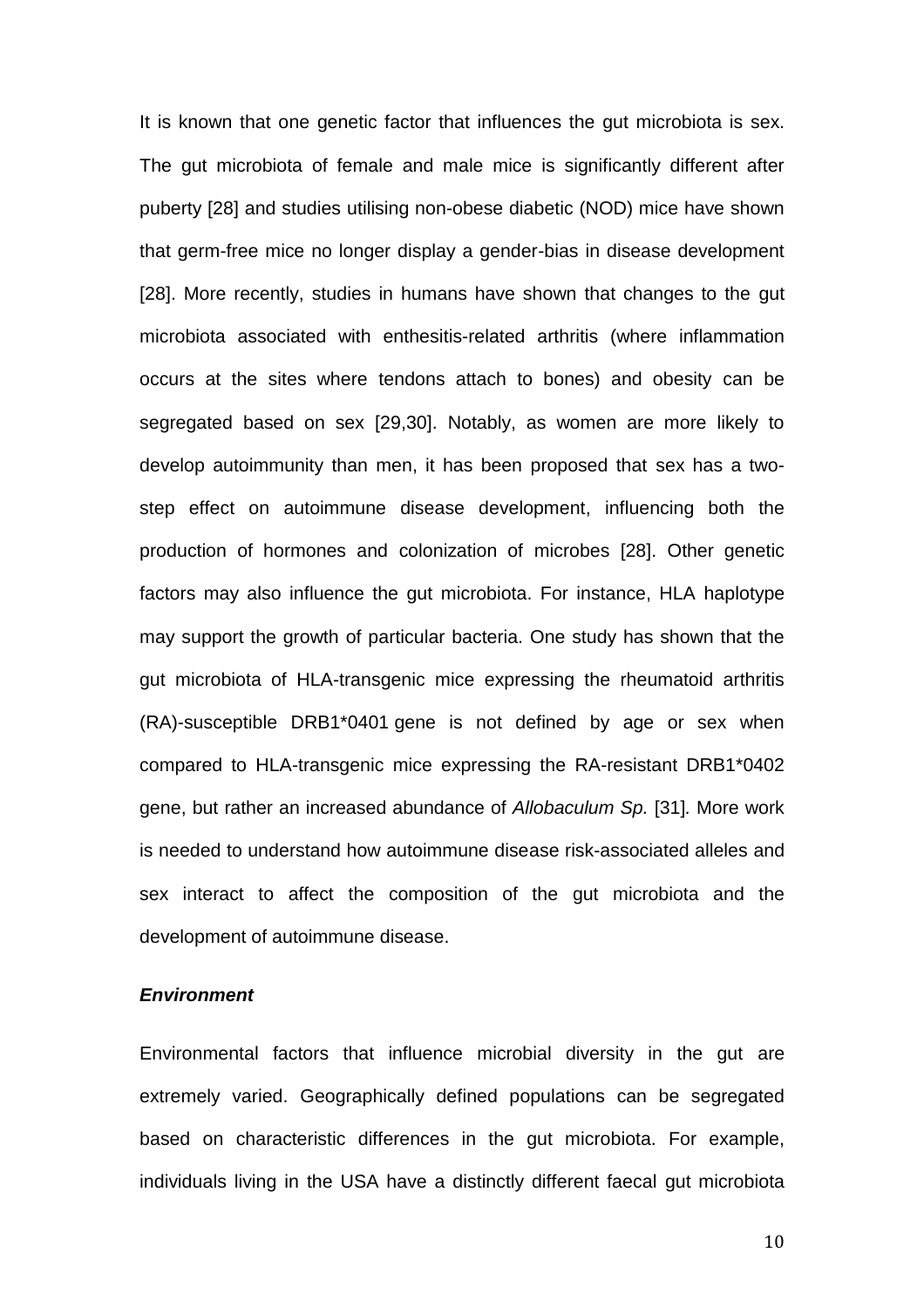It is known that one genetic factor that influences the gut microbiota is sex. The gut microbiota of female and male mice is significantly different after puberty [28] and studies utilising non-obese diabetic (NOD) mice have shown that germ-free mice no longer display a gender-bias in disease development [28]. More recently, studies in humans have shown that changes to the gut microbiota associated with enthesitis-related arthritis (where inflammation occurs at the sites where tendons attach to bones) and obesity can be segregated based on sex [29,30]. Notably, as women are more likely to develop autoimmunity than men, it has been proposed that sex has a two-step effect on autoimmune disease development, influencing both the production of hormones and colonization of microbes [28]. Other genetic factors may also influence the gut microbiota. For instance, HLA haplotype may support the growth of particular bacteria. One study has shown that the gut microbiota of HLA-transgenic mice expressing the rheumatoid arthritis (RA)-susceptible DRB1*0401 gene is not defined by age or sex when compared to HLA-transgenic mice expressing the RA-resistant DRB1*0402 gene, but rather an increased abundance of *Allobaculum Sp.* [31]. More work is needed to understand how autoimmune disease risk-associated alleles and sex interact to affect the composition of the gut microbiota and the development of autoimmune disease.

***Environment***

Environmental factors that influence microbial diversity in the gut are extremely varied. Geographically defined populations can be segregated based on characteristic differences in the gut microbiota. For example, individuals living in the USA have a distinctly different faecal gut microbiota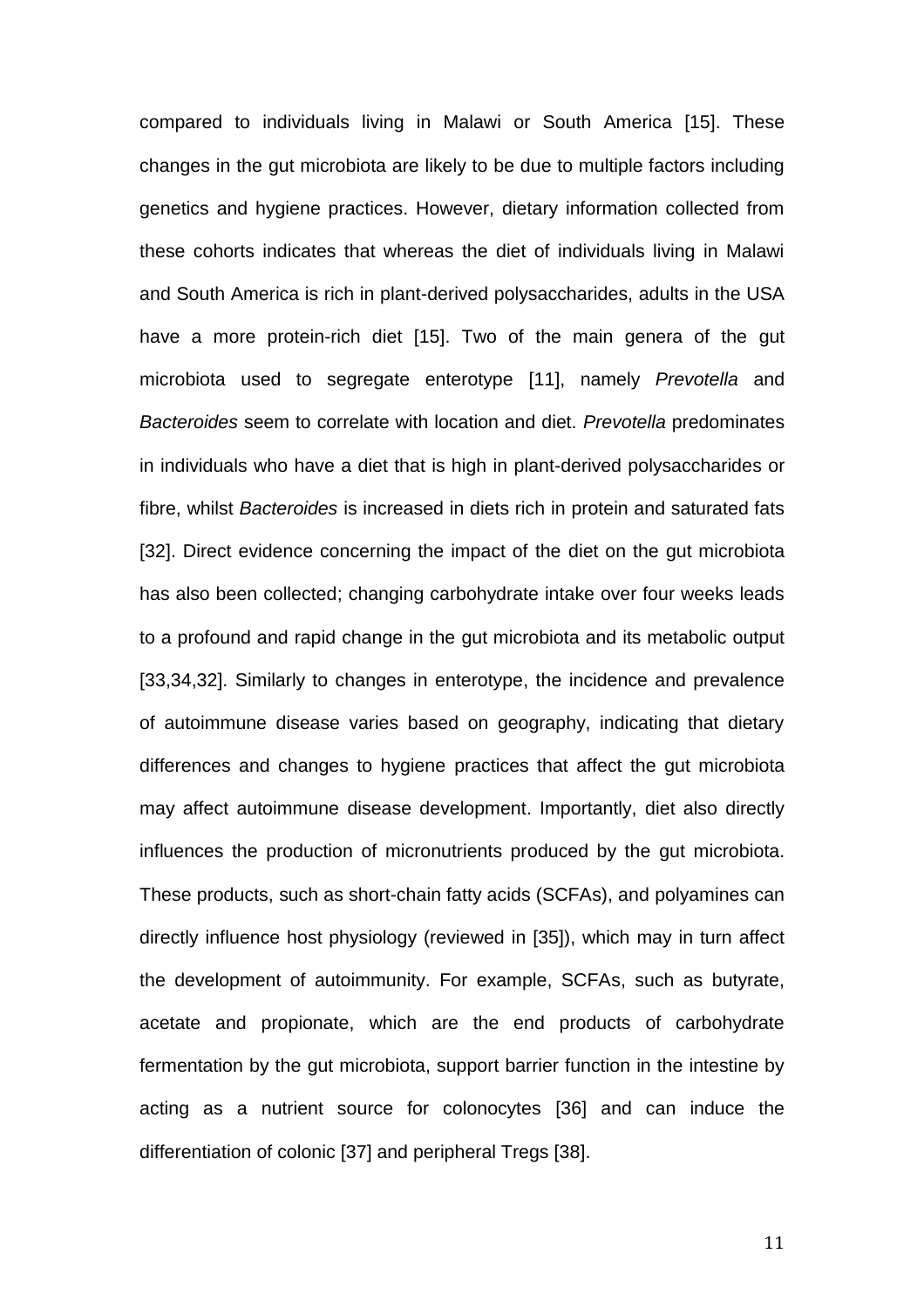compared to individuals living in Malawi or South America [15]. These changes in the gut microbiota are likely to be due to multiple factors including genetics and hygiene practices. However, dietary information collected from these cohorts indicates that whereas the diet of individuals living in Malawi and South America is rich in plant-derived polysaccharides, adults in the USA have a more protein-rich diet [15]. Two of the main genera of the gut microbiota used to segregate enterotype [11], namely *Prevotella* and *Bacteroides* seem to correlate with location and diet. *Prevotella* predominates in individuals who have a diet that is high in plant-derived polysaccharides or fibre, whilst *Bacteroides* is increased in diets rich in protein and saturated fats [32]. Direct evidence concerning the impact of the diet on the gut microbiota has also been collected; changing carbohydrate intake over four weeks leads to a profound and rapid change in the gut microbiota and its metabolic output [33,34,32]. Similarly to changes in enterotype, the incidence and prevalence of autoimmune disease varies based on geography, indicating that dietary differences and changes to hygiene practices that affect the gut microbiota may affect autoimmune disease development. Importantly, diet also directly influences the production of micronutrients produced by the gut microbiota. These products, such as short-chain fatty acids (SCFAs), and polyamines can directly influence host physiology (reviewed in [35]), which may in turn affect the development of autoimmunity. For example, SCFAs, such as butyrate, acetate and propionate, which are the end products of carbohydrate fermentation by the gut microbiota, support barrier function in the intestine by acting as a nutrient source for colonocytes [36] and can induce the differentiation of colonic [37] and peripheral Tregs [38].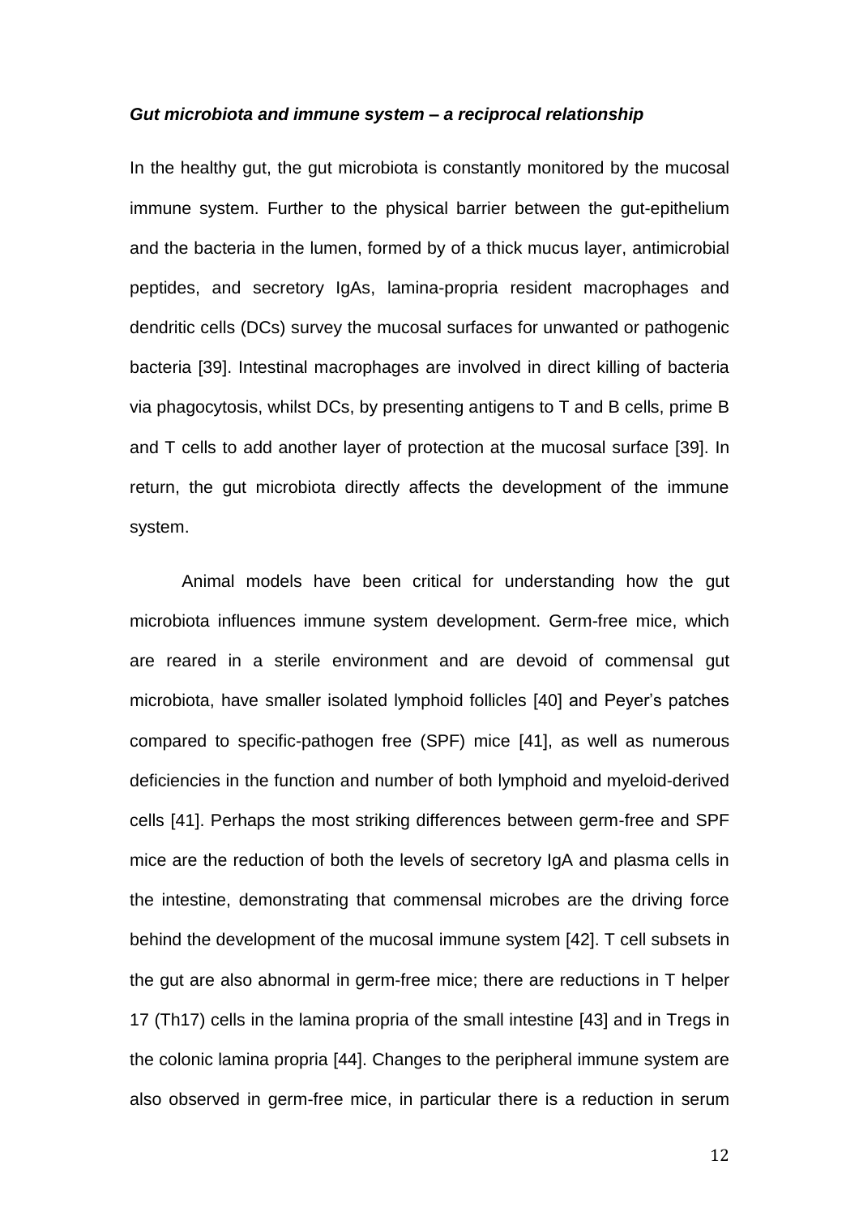***Gut microbiota and immune system – a reciprocal relationship***

In the healthy gut, the gut microbiota is constantly monitored by the mucosal immune system. Further to the physical barrier between the gut-epithelium and the bacteria in the lumen, formed by of a thick mucus layer, antimicrobial peptides, and secretory IgAs, lamina-propria resident macrophages and dendritic cells (DCs) survey the mucosal surfaces for unwanted or pathogenic bacteria [39]. Intestinal macrophages are involved in direct killing of bacteria via phagocytosis, whilst DCs, by presenting antigens to T and B cells, prime B and T cells to add another layer of protection at the mucosal surface [39]. In return, the gut microbiota directly affects the development of the immune system.

Animal models have been critical for understanding how the gut microbiota influences immune system development. Germ-free mice, which are reared in a sterile environment and are devoid of commensal gut microbiota, have smaller isolated lymphoid follicles [40] and Peyer's patches compared to specific-pathogen free (SPF) mice [41], as well as numerous deficiencies in the function and number of both lymphoid and myeloid-derived cells [41]. Perhaps the most striking differences between germ-free and SPF mice are the reduction of both the levels of secretory IgA and plasma cells in the intestine, demonstrating that commensal microbes are the driving force behind the development of the mucosal immune system [42]. T cell subsets in the gut are also abnormal in germ-free mice; there are reductions in T helper 17 (Th17) cells in the lamina propria of the small intestine [43] and in Tregs in the colonic lamina propria [44]. Changes to the peripheral immune system are also observed in germ-free mice, in particular there is a reduction in serum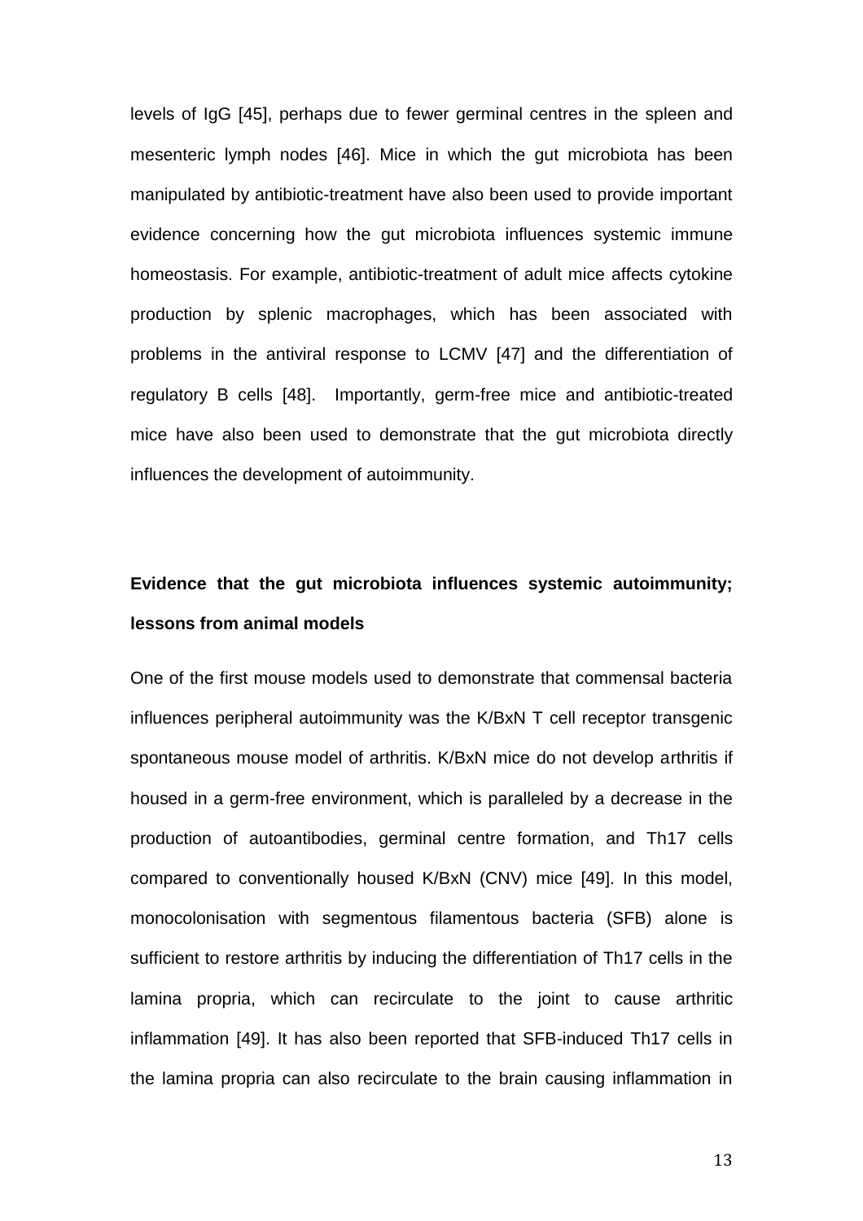levels of IgG [45], perhaps due to fewer germinal centres in the spleen and mesenteric lymph nodes [46]. Mice in which the gut microbiota has been manipulated by antibiotic-treatment have also been used to provide important evidence concerning how the gut microbiota influences systemic immune homeostasis. For example, antibiotic-treatment of adult mice affects cytokine production by splenic macrophages, which has been associated with problems in the antiviral response to LCMV [47] and the differentiation of regulatory B cells [48]. Importantly, germ-free mice and antibiotic-treated mice have also been used to demonstrate that the gut microbiota directly influences the development of autoimmunity.

## Evidence that the gut microbiota influences systemic autoimmunity; lessons from animal models

One of the first mouse models used to demonstrate that commensal bacteria influences peripheral autoimmunity was the K/BxN T cell receptor transgenic spontaneous mouse model of arthritis. K/BxN mice do not develop arthritis if housed in a germ-free environment, which is paralleled by a decrease in the production of autoantibodies, germinal centre formation, and Th17 cells compared to conventionally housed K/BxN (CNV) mice [49]. In this model, monocolonisation with segmentous filamentous bacteria (SFB) alone is sufficient to restore arthritis by inducing the differentiation of Th17 cells in the lamina propria, which can recirculate to the joint to cause arthritic inflammation [49]. It has also been reported that SFB-induced Th17 cells in the lamina propria can also recirculate to the brain causing inflammation in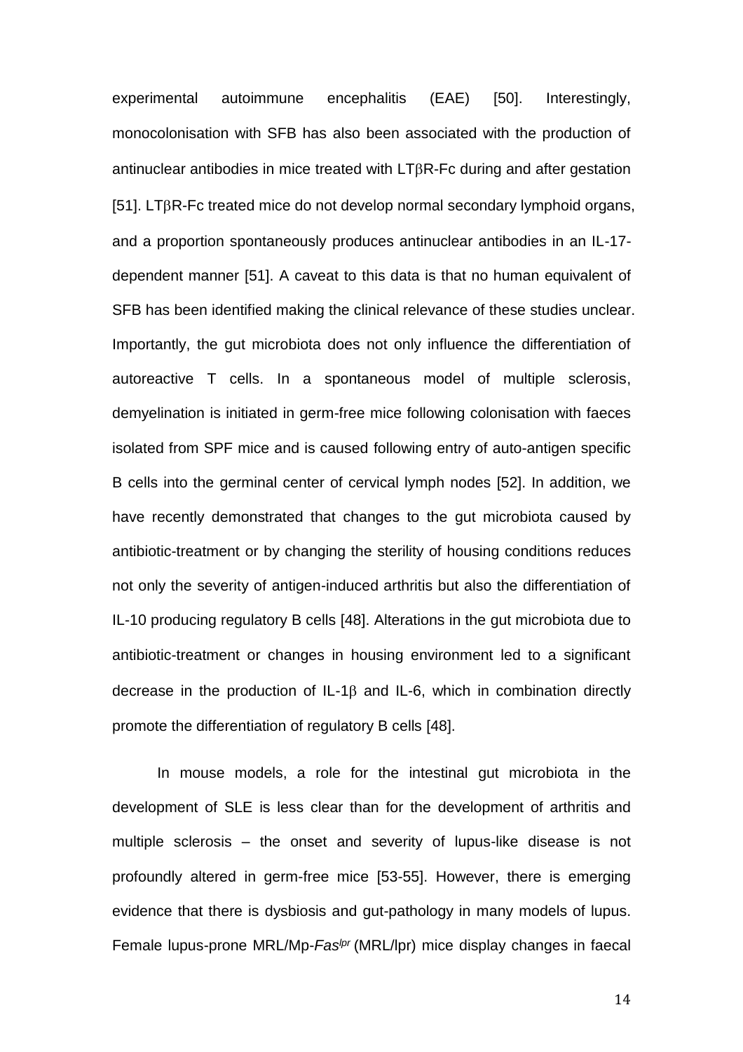experimental autoimmune encephalitis (EAE) [50]. Interestingly, monocolonisation with SFB has also been associated with the production of antinuclear antibodies in mice treated with LTβR-Fc during and after gestation [51]. LTβR-Fc treated mice do not develop normal secondary lymphoid organs, and a proportion spontaneously produces antinuclear antibodies in an IL-17-dependent manner [51]. A caveat to this data is that no human equivalent of SFB has been identified making the clinical relevance of these studies unclear. Importantly, the gut microbiota does not only influence the differentiation of autoreactive T cells. In a spontaneous model of multiple sclerosis, demyelination is initiated in germ-free mice following colonisation with faeces isolated from SPF mice and is caused following entry of auto-antigen specific B cells into the germinal center of cervical lymph nodes [52]. In addition, we have recently demonstrated that changes to the gut microbiota caused by antibiotic-treatment or by changing the sterility of housing conditions reduces not only the severity of antigen-induced arthritis but also the differentiation of IL-10 producing regulatory B cells [48]. Alterations in the gut microbiota due to antibiotic-treatment or changes in housing environment led to a significant decrease in the production of IL-1β and IL-6, which in combination directly promote the differentiation of regulatory B cells [48].

In mouse models, a role for the intestinal gut microbiota in the development of SLE is less clear than for the development of arthritis and multiple sclerosis – the onset and severity of lupus-like disease is not profoundly altered in germ-free mice [53-55]. However, there is emerging evidence that there is dysbiosis and gut-pathology in many models of lupus. Female lupus-prone MRL/Mp-*Fas^lpr^* (MRL/lpr) mice display changes in faecal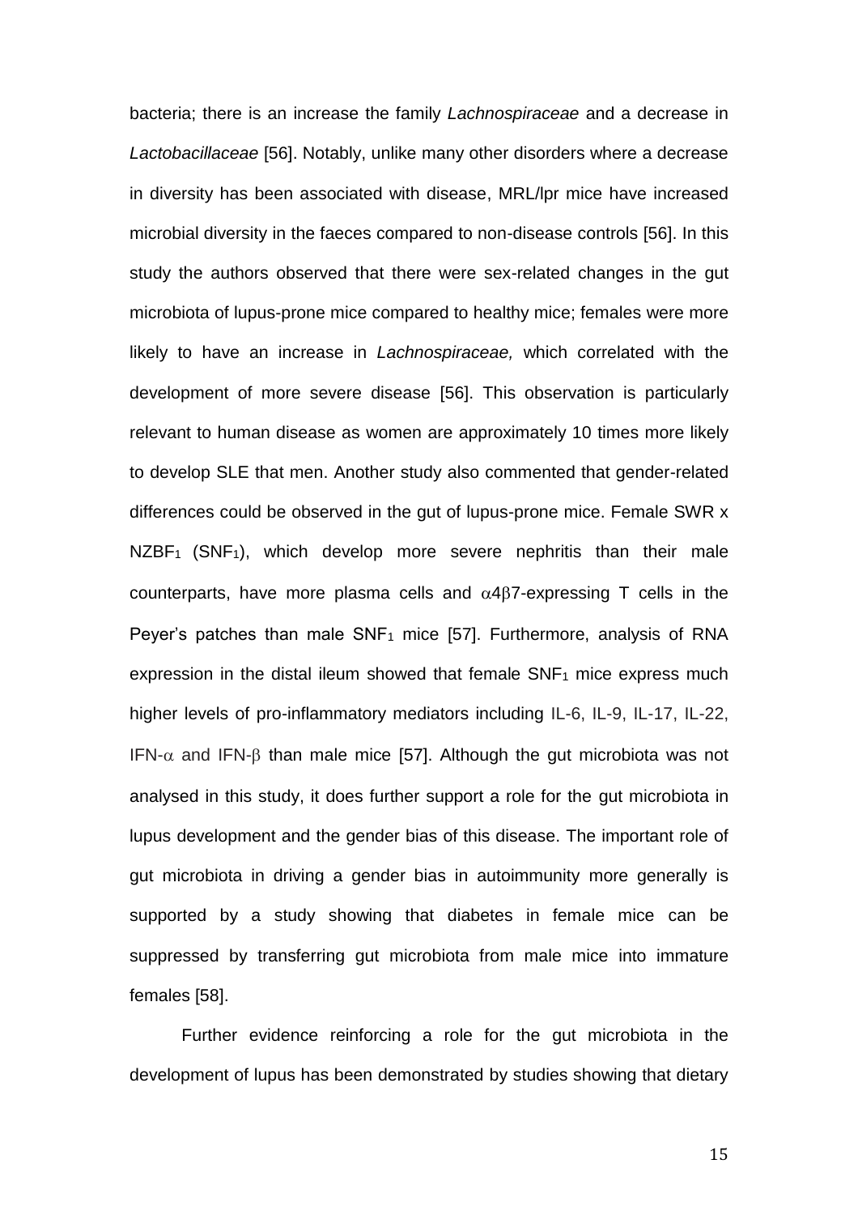bacteria; there is an increase the family *Lachnospiraceae* and a decrease in *Lactobacillaceae* [56]. Notably, unlike many other disorders where a decrease in diversity has been associated with disease, MRL/lpr mice have increased microbial diversity in the faeces compared to non-disease controls [56]. In this study the authors observed that there were sex-related changes in the gut microbiota of lupus-prone mice compared to healthy mice; females were more likely to have an increase in *Lachnospiraceae,* which correlated with the development of more severe disease [56]. This observation is particularly relevant to human disease as women are approximately 10 times more likely to develop SLE that men. Another study also commented that gender-related differences could be observed in the gut of lupus-prone mice. Female SWR x $NZBF_1$ ($SNF_1$), which develop more severe nephritis than their male counterparts, have more plasma cells and $\alpha4\beta7$-expressing T cells in the Peyer's patches than male $SNF_1$ mice [57]. Furthermore, analysis of RNA expression in the distal ileum showed that female $SNF_1$ mice express much higher levels of pro-inflammatory mediators including IL-6, IL-9, IL-17, IL-22, IFN-$\alpha$ and IFN-$\beta$ than male mice [57]. Although the gut microbiota was not analysed in this study, it does further support a role for the gut microbiota in lupus development and the gender bias of this disease. The important role of gut microbiota in driving a gender bias in autoimmunity more generally is supported by a study showing that diabetes in female mice can be suppressed by transferring gut microbiota from male mice into immature females [58].

Further evidence reinforcing a role for the gut microbiota in the development of lupus has been demonstrated by studies showing that dietary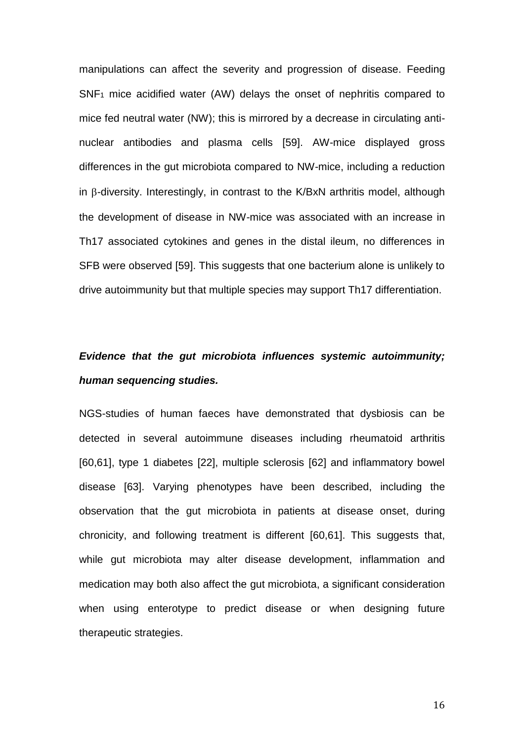manipulations can affect the severity and progression of disease. Feeding $SNF_1$ mice acidified water (AW) delays the onset of nephritis compared to mice fed neutral water (NW); this is mirrored by a decrease in circulating anti-nuclear antibodies and plasma cells [59]. AW-mice displayed gross differences in the gut microbiota compared to NW-mice, including a reduction in $\beta$-diversity. Interestingly, in contrast to the K/BxN arthritis model, although the development of disease in NW-mice was associated with an increase in Th17 associated cytokines and genes in the distal ileum, no differences in SFB were observed [59]. This suggests that one bacterium alone is unlikely to drive autoimmunity but that multiple species may support Th17 differentiation.

***Evidence that the gut microbiota influences systemic autoimmunity; human sequencing studies.***

NGS-studies of human faeces have demonstrated that dysbiosis can be detected in several autoimmune diseases including rheumatoid arthritis [60,61], type 1 diabetes [22], multiple sclerosis [62] and inflammatory bowel disease [63]. Varying phenotypes have been described, including the observation that the gut microbiota in patients at disease onset, during chronicity, and following treatment is different [60,61]. This suggests that, while gut microbiota may alter disease development, inflammation and medication may both also affect the gut microbiota, a significant consideration when using enterotype to predict disease or when designing future therapeutic strategies.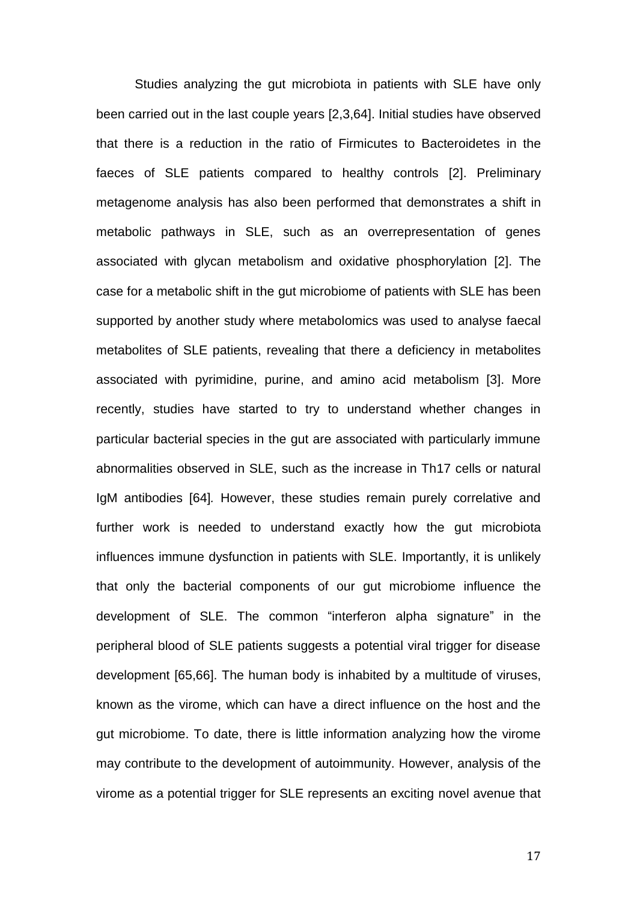Studies analyzing the gut microbiota in patients with SLE have only been carried out in the last couple years [2,3,64]. Initial studies have observed that there is a reduction in the ratio of Firmicutes to Bacteroidetes in the faeces of SLE patients compared to healthy controls [2]. Preliminary metagenome analysis has also been performed that demonstrates a shift in metabolic pathways in SLE, such as an overrepresentation of genes associated with glycan metabolism and oxidative phosphorylation [2]. The case for a metabolic shift in the gut microbiome of patients with SLE has been supported by another study where metabolomics was used to analyse faecal metabolites of SLE patients, revealing that there a deficiency in metabolites associated with pyrimidine, purine, and amino acid metabolism [3]. More recently, studies have started to try to understand whether changes in particular bacterial species in the gut are associated with particularly immune abnormalities observed in SLE, such as the increase in Th17 cells or natural IgM antibodies [64]. However, these studies remain purely correlative and further work is needed to understand exactly how the gut microbiota influences immune dysfunction in patients with SLE. Importantly, it is unlikely that only the bacterial components of our gut microbiome influence the development of SLE. The common "interferon alpha signature" in the peripheral blood of SLE patients suggests a potential viral trigger for disease development [65,66]. The human body is inhabited by a multitude of viruses, known as the virome, which can have a direct influence on the host and the gut microbiome. To date, there is little information analyzing how the virome may contribute to the development of autoimmunity. However, analysis of the virome as a potential trigger for SLE represents an exciting novel avenue that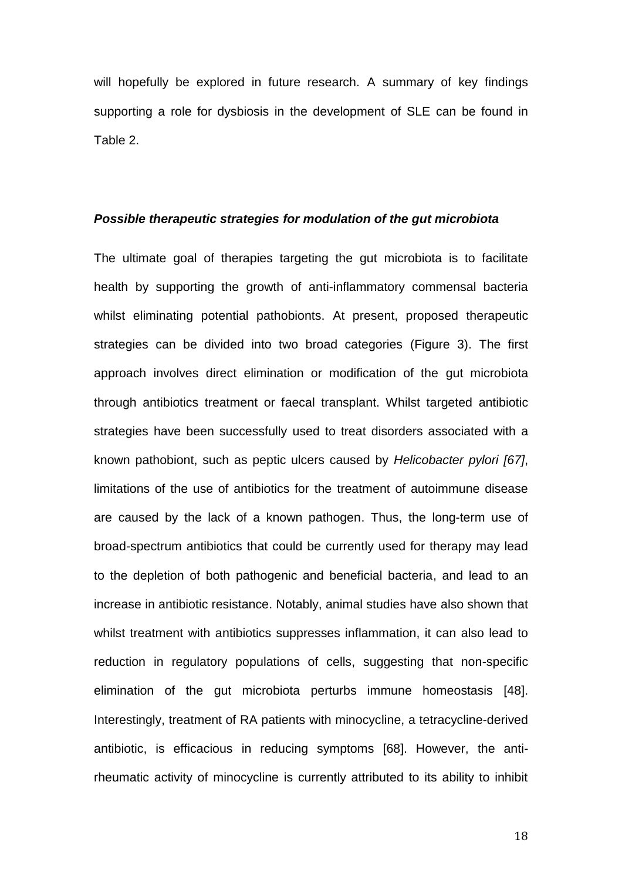will hopefully be explored in future research. A summary of key findings supporting a role for dysbiosis in the development of SLE can be found in Table 2.

### *Possible therapeutic strategies for modulation of the gut microbiota*

The ultimate goal of therapies targeting the gut microbiota is to facilitate health by supporting the growth of anti-inflammatory commensal bacteria whilst eliminating potential pathobionts. At present, proposed therapeutic strategies can be divided into two broad categories (Figure 3). The first approach involves direct elimination or modification of the gut microbiota through antibiotics treatment or faecal transplant. Whilst targeted antibiotic strategies have been successfully used to treat disorders associated with a known pathobiont, such as peptic ulcers caused by *Helicobacter pylori [67]*, limitations of the use of antibiotics for the treatment of autoimmune disease are caused by the lack of a known pathogen. Thus, the long-term use of broad-spectrum antibiotics that could be currently used for therapy may lead to the depletion of both pathogenic and beneficial bacteria, and lead to an increase in antibiotic resistance. Notably, animal studies have also shown that whilst treatment with antibiotics suppresses inflammation, it can also lead to reduction in regulatory populations of cells, suggesting that non-specific elimination of the gut microbiota perturbs immune homeostasis [48]. Interestingly, treatment of RA patients with minocycline, a tetracycline-derived antibiotic, is efficacious in reducing symptoms [68]. However, the anti-rheumatic activity of minocycline is currently attributed to its ability to inhibit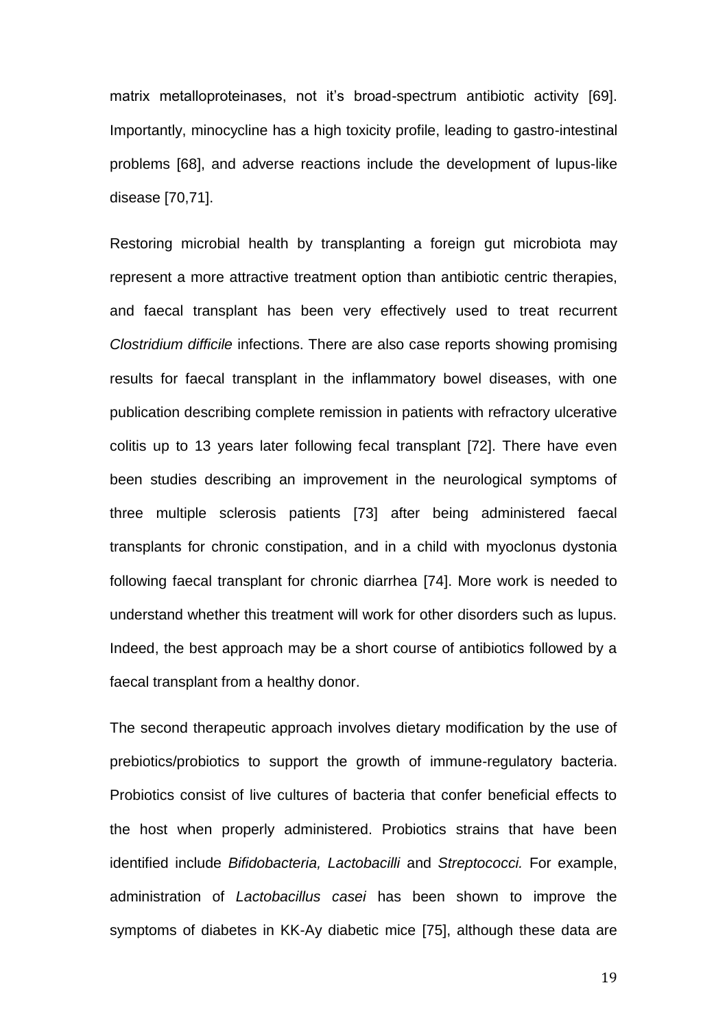matrix metalloproteinases, not it's broad-spectrum antibiotic activity [69]. Importantly, minocycline has a high toxicity profile, leading to gastro-intestinal problems [68], and adverse reactions include the development of lupus-like disease [70,71].

Restoring microbial health by transplanting a foreign gut microbiota may represent a more attractive treatment option than antibiotic centric therapies, and faecal transplant has been very effectively used to treat recurrent *Clostridium difficile* infections. There are also case reports showing promising results for faecal transplant in the inflammatory bowel diseases, with one publication describing complete remission in patients with refractory ulcerative colitis up to 13 years later following fecal transplant [72]. There have even been studies describing an improvement in the neurological symptoms of three multiple sclerosis patients [73] after being administered faecal transplants for chronic constipation, and in a child with myoclonus dystonia following faecal transplant for chronic diarrhea [74]. More work is needed to understand whether this treatment will work for other disorders such as lupus. Indeed, the best approach may be a short course of antibiotics followed by a faecal transplant from a healthy donor.

The second therapeutic approach involves dietary modification by the use of prebiotics/probiotics to support the growth of immune-regulatory bacteria. Probiotics consist of live cultures of bacteria that confer beneficial effects to the host when properly administered. Probiotics strains that have been identified include *Bifidobacteria, Lactobacilli* and *Streptococci.* For example, administration of *Lactobacillus casei* has been shown to improve the symptoms of diabetes in KK-Ay diabetic mice [75], although these data are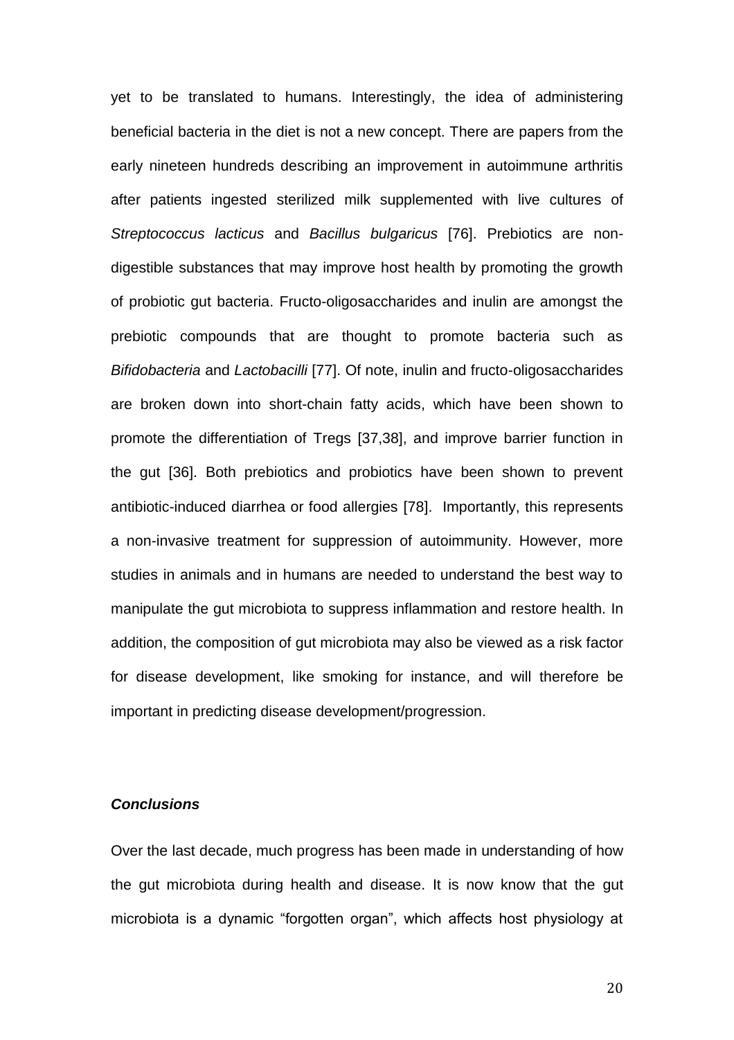yet to be translated to humans. Interestingly, the idea of administering beneficial bacteria in the diet is not a new concept. There are papers from the early nineteen hundreds describing an improvement in autoimmune arthritis after patients ingested sterilized milk supplemented with live cultures of *Streptococcus lacticus* and *Bacillus bulgaricus* [76]. Prebiotics are non-digestible substances that may improve host health by promoting the growth of probiotic gut bacteria. Fructo-oligosaccharides and inulin are amongst the prebiotic compounds that are thought to promote bacteria such as *Bifidobacteria* and *Lactobacilli* [77]. Of note, inulin and fructo-oligosaccharides are broken down into short-chain fatty acids, which have been shown to promote the differentiation of Tregs [37,38], and improve barrier function in the gut [36]. Both prebiotics and probiotics have been shown to prevent antibiotic-induced diarrhea or food allergies [78]. Importantly, this represents a non-invasive treatment for suppression of autoimmunity. However, more studies in animals and in humans are needed to understand the best way to manipulate the gut microbiota to suppress inflammation and restore health. In addition, the composition of gut microbiota may also be viewed as a risk factor for disease development, like smoking for instance, and will therefore be important in predicting disease development/progression.

### *Conclusions*

Over the last decade, much progress has been made in understanding of how the gut microbiota during health and disease. It is now know that the gut microbiota is a dynamic "forgotten organ", which affects host physiology at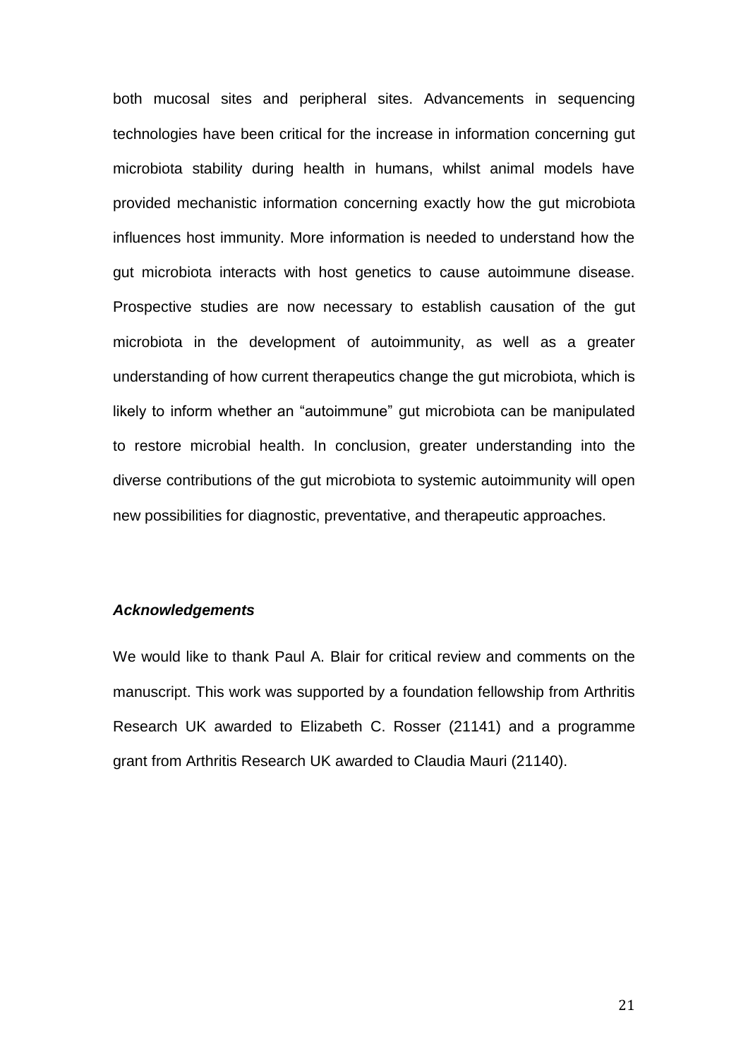both mucosal sites and peripheral sites. Advancements in sequencing technologies have been critical for the increase in information concerning gut microbiota stability during health in humans, whilst animal models have provided mechanistic information concerning exactly how the gut microbiota influences host immunity. More information is needed to understand how the gut microbiota interacts with host genetics to cause autoimmune disease. Prospective studies are now necessary to establish causation of the gut microbiota in the development of autoimmunity, as well as a greater understanding of how current therapeutics change the gut microbiota, which is likely to inform whether an "autoimmune" gut microbiota can be manipulated to restore microbial health. In conclusion, greater understanding into the diverse contributions of the gut microbiota to systemic autoimmunity will open new possibilities for diagnostic, preventative, and therapeutic approaches.

### ***Acknowledgements***

We would like to thank Paul A. Blair for critical review and comments on the manuscript. This work was supported by a foundation fellowship from Arthritis Research UK awarded to Elizabeth C. Rosser (21141) and a programme grant from Arthritis Research UK awarded to Claudia Mauri (21140).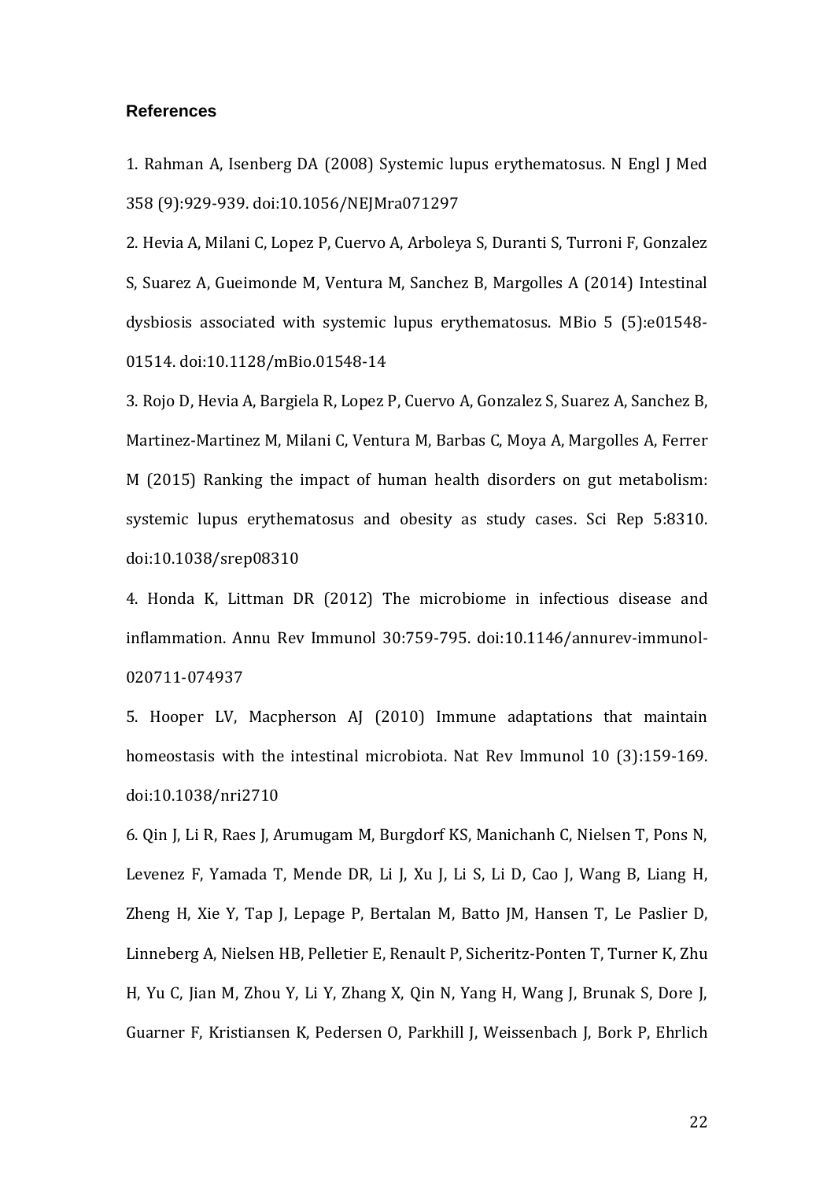## References

1. Rahman A, Isenberg DA (2008) Systemic lupus erythematosus. N Engl J Med 358 (9):929-939. doi:10.1056/NEJMra071297

2. Hevia A, Milani C, Lopez P, Cuervo A, Arboleya S, Duranti S, Turroni F, Gonzalez S, Suarez A, Gueimonde M, Ventura M, Sanchez B, Margolles A (2014) Intestinal dysbiosis associated with systemic lupus erythematosus. MBio 5 (5):e01548-01514. doi:10.1128/mBio.01548-14

3. Rojo D, Hevia A, Bargiela R, Lopez P, Cuervo A, Gonzalez S, Suarez A, Sanchez B, Martinez-Martinez M, Milani C, Ventura M, Barbas C, Moya A, Margolles A, Ferrer M (2015) Ranking the impact of human health disorders on gut metabolism: systemic lupus erythematosus and obesity as study cases. Sci Rep 5:8310. doi:10.1038/srep08310

4. Honda K, Littman DR (2012) The microbiome in infectious disease and inflammation. Annu Rev Immunol 30:759-795. doi:10.1146/annurev-immunol-020711-074937

5. Hooper LV, Macpherson AJ (2010) Immune adaptations that maintain homeostasis with the intestinal microbiota. Nat Rev Immunol 10 (3):159-169. doi:10.1038/nri2710

6. Qin J, Li R, Raes J, Arumugam M, Burgdorf KS, Manichanh C, Nielsen T, Pons N, Levenez F, Yamada T, Mende DR, Li J, Xu J, Li S, Li D, Cao J, Wang B, Liang H, Zheng H, Xie Y, Tap J, Lepage P, Bertalan M, Batto JM, Hansen T, Le Paslier D, Linneberg A, Nielsen HB, Pelletier E, Renault P, Sicheritz-Ponten T, Turner K, Zhu H, Yu C, Jian M, Zhou Y, Li Y, Zhang X, Qin N, Yang H, Wang J, Brunak S, Dore J, Guarner F, Kristiansen K, Pedersen O, Parkhill J, Weissenbach J, Bork P, Ehrlich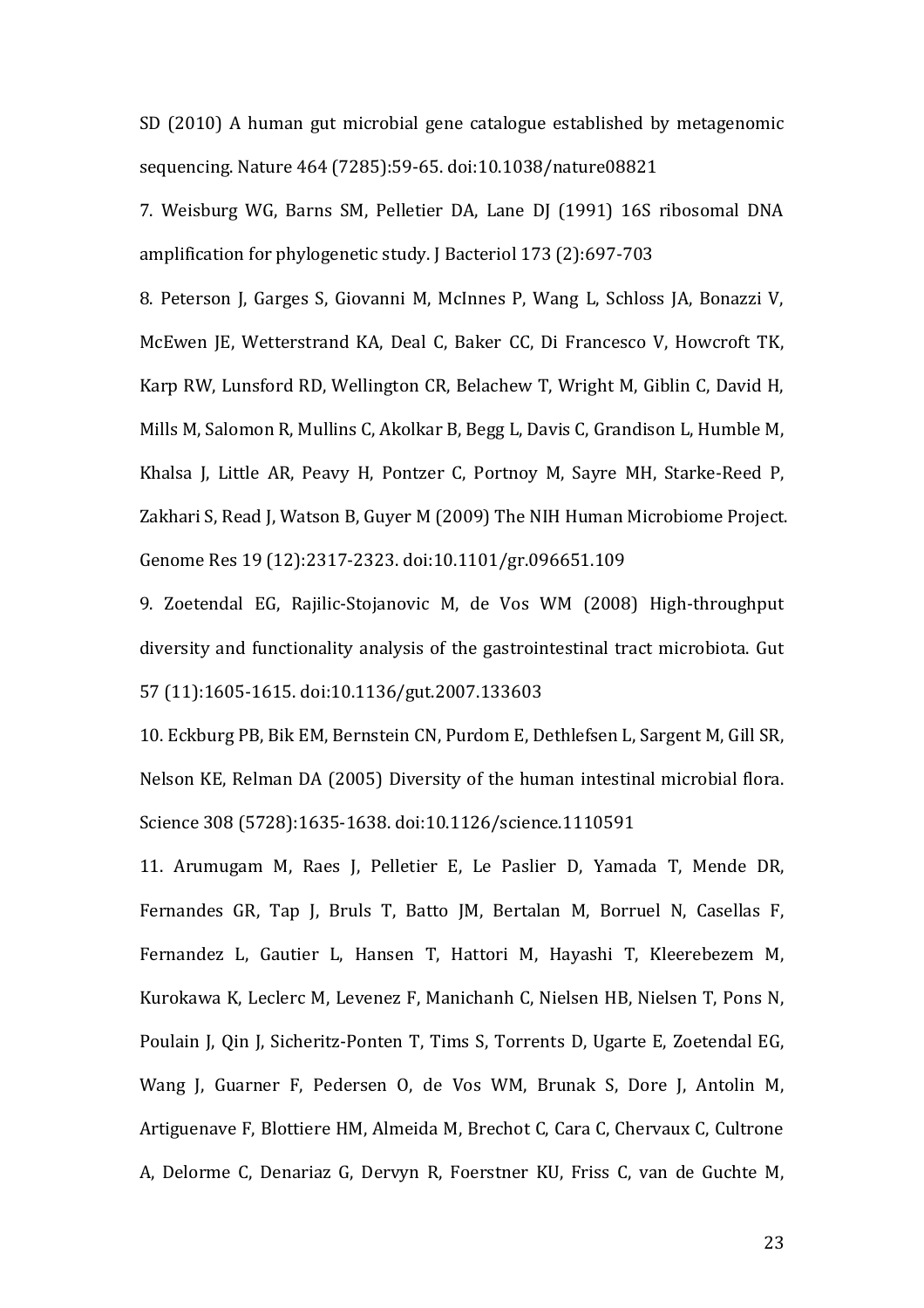SD (2010) A human gut microbial gene catalogue established by metagenomic sequencing. Nature 464 (7285):59-65. doi:10.1038/nature08821

7. Weisburg WG, Barns SM, Pelletier DA, Lane DJ (1991) 16S ribosomal DNA amplification for phylogenetic study. J Bacteriol 173 (2):697-703

8. Peterson J, Garges S, Giovanni M, McInnes P, Wang L, Schloss JA, Bonazzi V, McEwen JE, Wetterstrand KA, Deal C, Baker CC, Di Francesco V, Howcroft TK, Karp RW, Lunsford RD, Wellington CR, Belachew T, Wright M, Giblin C, David H, Mills M, Salomon R, Mullins C, Akolkar B, Begg L, Davis C, Grandison L, Humble M, Khalsa J, Little AR, Peavy H, Pontzer C, Portnoy M, Sayre MH, Starke-Reed P, Zakhari S, Read J, Watson B, Guyer M (2009) The NIH Human Microbiome Project. Genome Res 19 (12):2317-2323. doi:10.1101/gr.096651.109

9. Zoetendal EG, Rajilic-Stojanovic M, de Vos WM (2008) High-throughput diversity and functionality analysis of the gastrointestinal tract microbiota. Gut 57 (11):1605-1615. doi:10.1136/gut.2007.133603

10. Eckburg PB, Bik EM, Bernstein CN, Purdom E, Dethlefsen L, Sargent M, Gill SR, Nelson KE, Relman DA (2005) Diversity of the human intestinal microbial flora. Science 308 (5728):1635-1638. doi:10.1126/science.1110591

11. Arumugam M, Raes J, Pelletier E, Le Paslier D, Yamada T, Mende DR, Fernandes GR, Tap J, Bruls T, Batto JM, Bertalan M, Borruel N, Casellas F, Fernandez L, Gautier L, Hansen T, Hattori M, Hayashi T, Kleerebezem M, Kurokawa K, Leclerc M, Levenez F, Manichanh C, Nielsen HB, Nielsen T, Pons N, Poulain J, Qin J, Sicheritz-Ponten T, Tims S, Torrents D, Ugarte E, Zoetendal EG, Wang J, Guarner F, Pedersen O, de Vos WM, Brunak S, Dore J, Antolin M, Artiguenave F, Blottiere HM, Almeida M, Brechot C, Cara C, Chervaux C, Cultrone A, Delorme C, Denariaz G, Dervyn R, Foerstner KU, Friss C, van de Guchte M,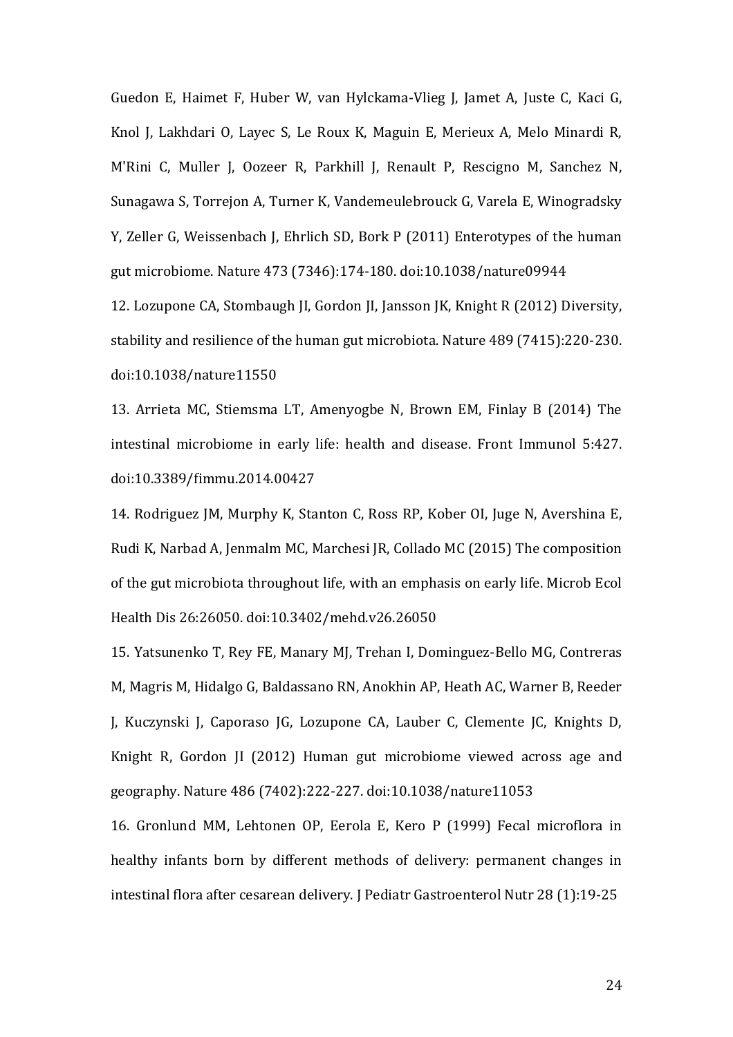Guedon E, Haimet F, Huber W, van Hylckama-Vlieg J, Jamet A, Juste C, Kaci G, Knol J, Lakhdari O, Layec S, Le Roux K, Maguin E, Merieux A, Melo Minardi R, M'Rini C, Muller J, Oozeer R, Parkhill J, Renault P, Rescigno M, Sanchez N, Sunagawa S, Torrejon A, Turner K, Vandemeulebrouck G, Varela E, Winogradsky Y, Zeller G, Weissenbach J, Ehrlich SD, Bork P (2011) Enterotypes of the human gut microbiome. Nature 473 (7346):174-180. doi:10.1038/nature09944

12. Lozupone CA, Stombaugh JI, Gordon JI, Jansson JK, Knight R (2012) Diversity, stability and resilience of the human gut microbiota. Nature 489 (7415):220-230. doi:10.1038/nature11550

13. Arrieta MC, Stiemsma LT, Amenyogbe N, Brown EM, Finlay B (2014) The intestinal microbiome in early life: health and disease. Front Immunol 5:427. doi:10.3389/fimmu.2014.00427

14. Rodriguez JM, Murphy K, Stanton C, Ross RP, Kober OI, Juge N, Avershina E, Rudi K, Narbad A, Jenmalm MC, Marchesi JR, Collado MC (2015) The composition of the gut microbiota throughout life, with an emphasis on early life. Microb Ecol Health Dis 26:26050. doi:10.3402/mehd.v26.26050

15. Yatsunenko T, Rey FE, Manary MJ, Trehan I, Dominguez-Bello MG, Contreras M, Magris M, Hidalgo G, Baldassano RN, Anokhin AP, Heath AC, Warner B, Reeder J, Kuczynski J, Caporaso JG, Lozupone CA, Lauber C, Clemente JC, Knights D, Knight R, Gordon JI (2012) Human gut microbiome viewed across age and geography. Nature 486 (7402):222-227. doi:10.1038/nature11053

16. Gronlund MM, Lehtonen OP, Eerola E, Kero P (1999) Fecal microflora in healthy infants born by different methods of delivery: permanent changes in intestinal flora after cesarean delivery. J Pediatr Gastroenterol Nutr 28 (1):19-25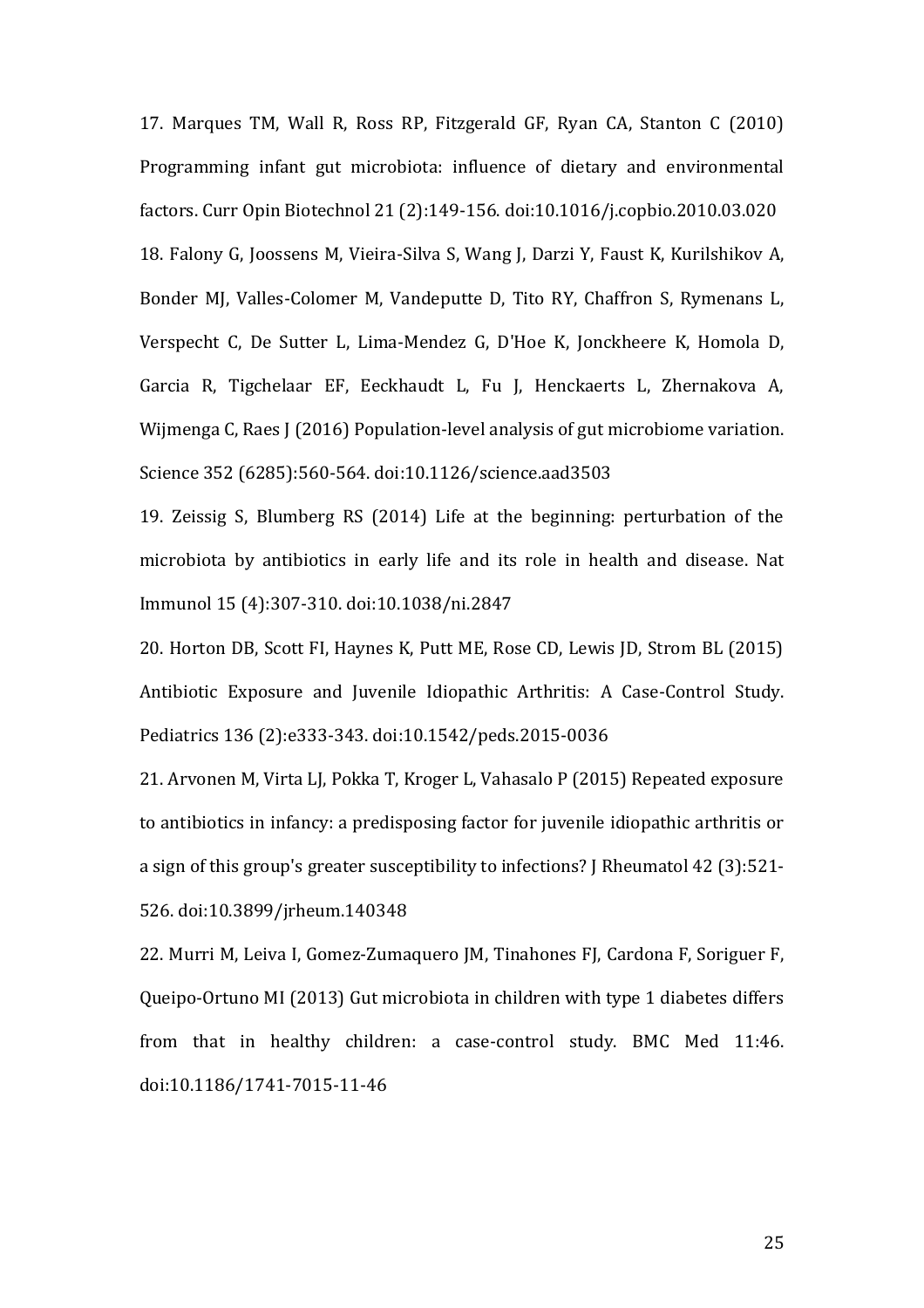17. Marques TM, Wall R, Ross RP, Fitzgerald GF, Ryan CA, Stanton C (2010) Programming infant gut microbiota: influence of dietary and environmental factors. Curr Opin Biotechnol 21 (2):149-156. doi:10.1016/j.copbio.2010.03.020

18. Falony G, Joossens M, Vieira-Silva S, Wang J, Darzi Y, Faust K, Kurilshikov A, Bonder MJ, Valles-Colomer M, Vandeputte D, Tito RY, Chaffron S, Rymenans L, Verspecht C, De Sutter L, Lima-Mendez G, D'Hoe K, Jonckheere K, Homola D, Garcia R, Tigchelaar EF, Eeckhaudt L, Fu J, Henckaerts L, Zhernakova A, Wijmenga C, Raes J (2016) Population-level analysis of gut microbiome variation. Science 352 (6285):560-564. doi:10.1126/science.aad3503

19. Zeissig S, Blumberg RS (2014) Life at the beginning: perturbation of the microbiota by antibiotics in early life and its role in health and disease. Nat Immunol 15 (4):307-310. doi:10.1038/ni.2847

20. Horton DB, Scott FI, Haynes K, Putt ME, Rose CD, Lewis JD, Strom BL (2015) Antibiotic Exposure and Juvenile Idiopathic Arthritis: A Case-Control Study. Pediatrics 136 (2):e333-343. doi:10.1542/peds.2015-0036

21. Arvonen M, Virta LJ, Pokka T, Kroger L, Vahasalo P (2015) Repeated exposure to antibiotics in infancy: a predisposing factor for juvenile idiopathic arthritis or a sign of this group's greater susceptibility to infections? J Rheumatol 42 (3):521-526. doi:10.3899/jrheum.140348

22. Murri M, Leiva I, Gomez-Zumaquero JM, Tinahones FJ, Cardona F, Soriguer F, Queipo-Ortuno MI (2013) Gut microbiota in children with type 1 diabetes differs from that in healthy children: a case-control study. BMC Med 11:46. doi:10.1186/1741-7015-11-46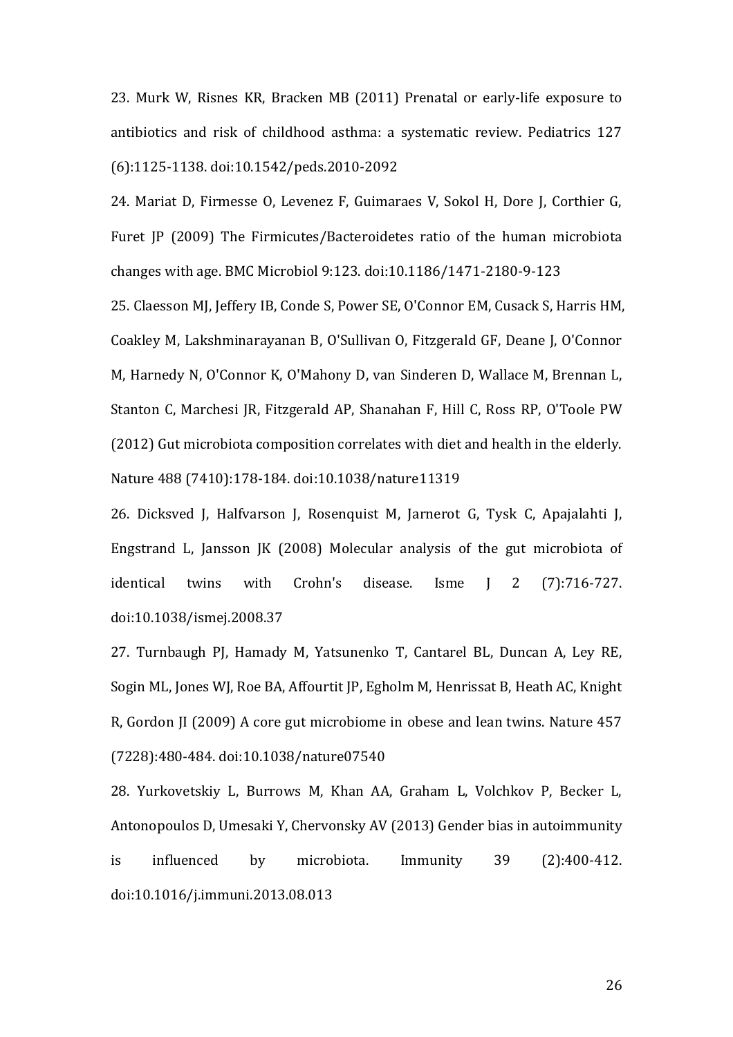23. Murk W, Risnes KR, Bracken MB (2011) Prenatal or early-life exposure to antibiotics and risk of childhood asthma: a systematic review. Pediatrics 127 (6):1125-1138. doi:10.1542/peds.2010-2092

24. Mariat D, Firmesse O, Levenez F, Guimaraes V, Sokol H, Dore J, Corthier G, Furet JP (2009) The Firmicutes/Bacteroidetes ratio of the human microbiota changes with age. BMC Microbiol 9:123. doi:10.1186/1471-2180-9-123

25. Claesson MJ, Jeffery IB, Conde S, Power SE, O'Connor EM, Cusack S, Harris HM, Coakley M, Lakshminarayanan B, O'Sullivan O, Fitzgerald GF, Deane J, O'Connor M, Harnedy N, O'Connor K, O'Mahony D, van Sinderen D, Wallace M, Brennan L, Stanton C, Marchesi JR, Fitzgerald AP, Shanahan F, Hill C, Ross RP, O'Toole PW (2012) Gut microbiota composition correlates with diet and health in the elderly. Nature 488 (7410):178-184. doi:10.1038/nature11319

26. Dicksved J, Halfvarson J, Rosenquist M, Jarnerot G, Tysk C, Apajalahti J, Engstrand L, Jansson JK (2008) Molecular analysis of the gut microbiota of identical twins with Crohn's disease. Isme J 2 (7):716-727. doi:10.1038/ismej.2008.37

27. Turnbaugh PJ, Hamady M, Yatsunenko T, Cantarel BL, Duncan A, Ley RE, Sogin ML, Jones WJ, Roe BA, Affourtit JP, Egholm M, Henrissat B, Heath AC, Knight R, Gordon JI (2009) A core gut microbiome in obese and lean twins. Nature 457 (7228):480-484. doi:10.1038/nature07540

28. Yurkovetskiy L, Burrows M, Khan AA, Graham L, Volchkov P, Becker L, Antonopoulos D, Umesaki Y, Chervonsky AV (2013) Gender bias in autoimmunity is influenced by microbiota. Immunity 39 (2):400-412. doi:10.1016/j.immuni.2013.08.013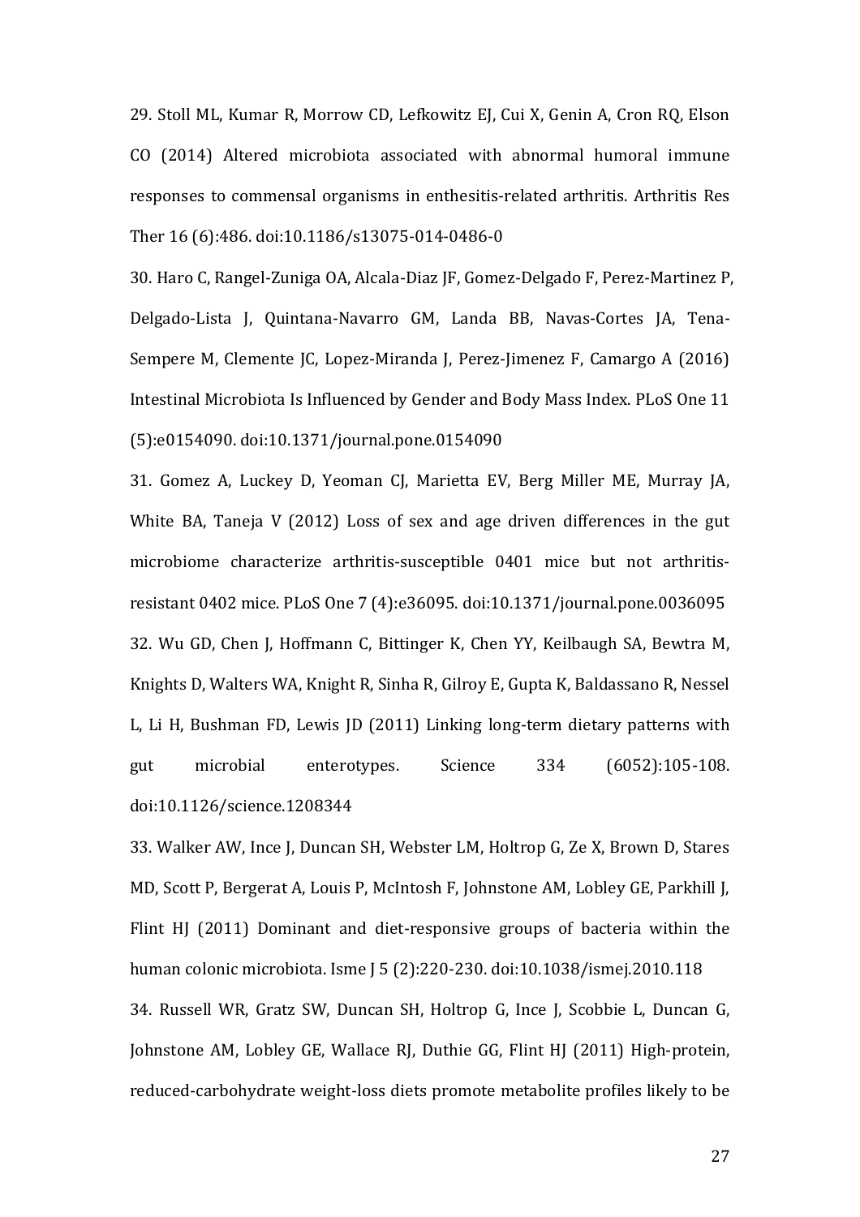29. Stoll ML, Kumar R, Morrow CD, Lefkowitz EJ, Cui X, Genin A, Cron RQ, Elson CO (2014) Altered microbiota associated with abnormal humoral immune responses to commensal organisms in enthesitis-related arthritis. Arthritis Res Ther 16 (6):486. doi:10.1186/s13075-014-0486-0

30. Haro C, Rangel-Zuniga OA, Alcala-Diaz JF, Gomez-Delgado F, Perez-Martinez P, Delgado-Lista J, Quintana-Navarro GM, Landa BB, Navas-Cortes JA, Tena-Sempere M, Clemente JC, Lopez-Miranda J, Perez-Jimenez F, Camargo A (2016) Intestinal Microbiota Is Influenced by Gender and Body Mass Index. PLoS One 11 (5):e0154090. doi:10.1371/journal.pone.0154090

31. Gomez A, Luckey D, Yeoman CJ, Marietta EV, Berg Miller ME, Murray JA, White BA, Taneja V (2012) Loss of sex and age driven differences in the gut microbiome characterize arthritis-susceptible 0401 mice but not arthritis-resistant 0402 mice. PLoS One 7 (4):e36095. doi:10.1371/journal.pone.0036095

32. Wu GD, Chen J, Hoffmann C, Bittinger K, Chen YY, Keilbaugh SA, Bewtra M, Knights D, Walters WA, Knight R, Sinha R, Gilroy E, Gupta K, Baldassano R, Nessel L, Li H, Bushman FD, Lewis JD (2011) Linking long-term dietary patterns with gut microbial enterotypes. Science 334 (6052):105-108. doi:10.1126/science.1208344

33. Walker AW, Ince J, Duncan SH, Webster LM, Holtrop G, Ze X, Brown D, Stares MD, Scott P, Bergerat A, Louis P, McIntosh F, Johnstone AM, Lobley GE, Parkhill J, Flint HJ (2011) Dominant and diet-responsive groups of bacteria within the human colonic microbiota. Isme J 5 (2):220-230. doi:10.1038/ismej.2010.118

34. Russell WR, Gratz SW, Duncan SH, Holtrop G, Ince J, Scobbie L, Duncan G, Johnstone AM, Lobley GE, Wallace RJ, Duthie GG, Flint HJ (2011) High-protein, reduced-carbohydrate weight-loss diets promote metabolite profiles likely to be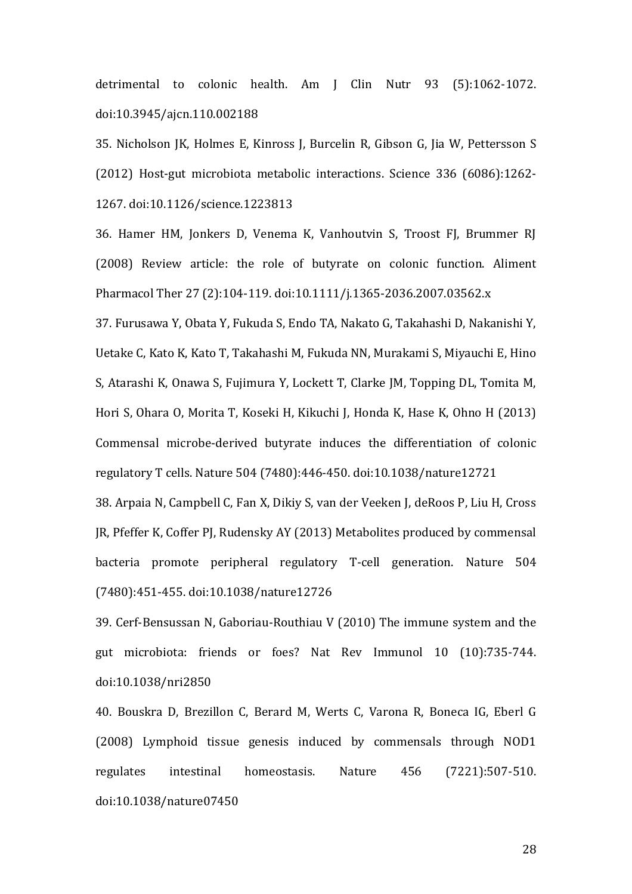detrimental to colonic health. Am J Clin Nutr 93 (5):1062-1072. doi:10.3945/ajcn.110.002188

35. Nicholson JK, Holmes E, Kinross J, Burcelin R, Gibson G, Jia W, Pettersson S (2012) Host-gut microbiota metabolic interactions. Science 336 (6086):1262-1267. doi:10.1126/science.1223813

36. Hamer HM, Jonkers D, Venema K, Vanhoutvin S, Troost FJ, Brummer RJ (2008) Review article: the role of butyrate on colonic function. Aliment Pharmacol Ther 27 (2):104-119. doi:10.1111/j.1365-2036.2007.03562.x

37. Furusawa Y, Obata Y, Fukuda S, Endo TA, Nakato G, Takahashi D, Nakanishi Y, Uetake C, Kato K, Kato T, Takahashi M, Fukuda NN, Murakami S, Miyauchi E, Hino S, Atarashi K, Onawa S, Fujimura Y, Lockett T, Clarke JM, Topping DL, Tomita M, Hori S, Ohara O, Morita T, Koseki H, Kikuchi J, Honda K, Hase K, Ohno H (2013) Commensal microbe-derived butyrate induces the differentiation of colonic regulatory T cells. Nature 504 (7480):446-450. doi:10.1038/nature12721

38. Arpaia N, Campbell C, Fan X, Dikiy S, van der Veeken J, deRoos P, Liu H, Cross JR, Pfeffer K, Coffer PJ, Rudensky AY (2013) Metabolites produced by commensal bacteria promote peripheral regulatory T-cell generation. Nature 504 (7480):451-455. doi:10.1038/nature12726

39. Cerf-Bensussan N, Gaboriau-Routhiau V (2010) The immune system and the gut microbiota: friends or foes? Nat Rev Immunol 10 (10):735-744. doi:10.1038/nri2850

40. Bouskra D, Brezillon C, Berard M, Werts C, Varona R, Boneca IG, Eberl G (2008) Lymphoid tissue genesis induced by commensals through NOD1 regulates intestinal homeostasis. Nature 456 (7221):507-510. doi:10.1038/nature07450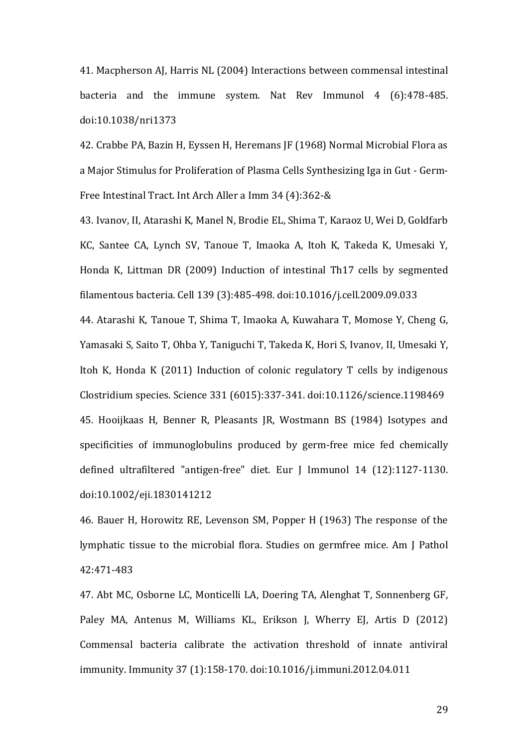41. Macpherson AJ, Harris NL (2004) Interactions between commensal intestinal bacteria and the immune system. Nat Rev Immunol 4 (6):478-485. doi:10.1038/nri1373

42. Crabbe PA, Bazin H, Eyssen H, Heremans JF (1968) Normal Microbial Flora as a Major Stimulus for Proliferation of Plasma Cells Synthesizing Iga in Gut - Germ-Free Intestinal Tract. Int Arch Aller a Imm 34 (4):362-&

43. Ivanov, II, Atarashi K, Manel N, Brodie EL, Shima T, Karaoz U, Wei D, Goldfarb KC, Santee CA, Lynch SV, Tanoue T, Imaoka A, Itoh K, Takeda K, Umesaki Y, Honda K, Littman DR (2009) Induction of intestinal Th17 cells by segmented filamentous bacteria. Cell 139 (3):485-498. doi:10.1016/j.cell.2009.09.033

44. Atarashi K, Tanoue T, Shima T, Imaoka A, Kuwahara T, Momose Y, Cheng G, Yamasaki S, Saito T, Ohba Y, Taniguchi T, Takeda K, Hori S, Ivanov, II, Umesaki Y, Itoh K, Honda K (2011) Induction of colonic regulatory T cells by indigenous Clostridium species. Science 331 (6015):337-341. doi:10.1126/science.1198469

45. Hooijkaas H, Benner R, Pleasants JR, Wostmann BS (1984) Isotypes and specificities of immunoglobulins produced by germ-free mice fed chemically defined ultrafiltered "antigen-free" diet. Eur J Immunol 14 (12):1127-1130. doi:10.1002/eji.1830141212

46. Bauer H, Horowitz RE, Levenson SM, Popper H (1963) The response of the lymphatic tissue to the microbial flora. Studies on germfree mice. Am J Pathol 42:471-483

47. Abt MC, Osborne LC, Monticelli LA, Doering TA, Alenghat T, Sonnenberg GF, Paley MA, Antenus M, Williams KL, Erikson J, Wherry EJ, Artis D (2012) Commensal bacteria calibrate the activation threshold of innate antiviral immunity. Immunity 37 (1):158-170. doi:10.1016/j.immuni.2012.04.011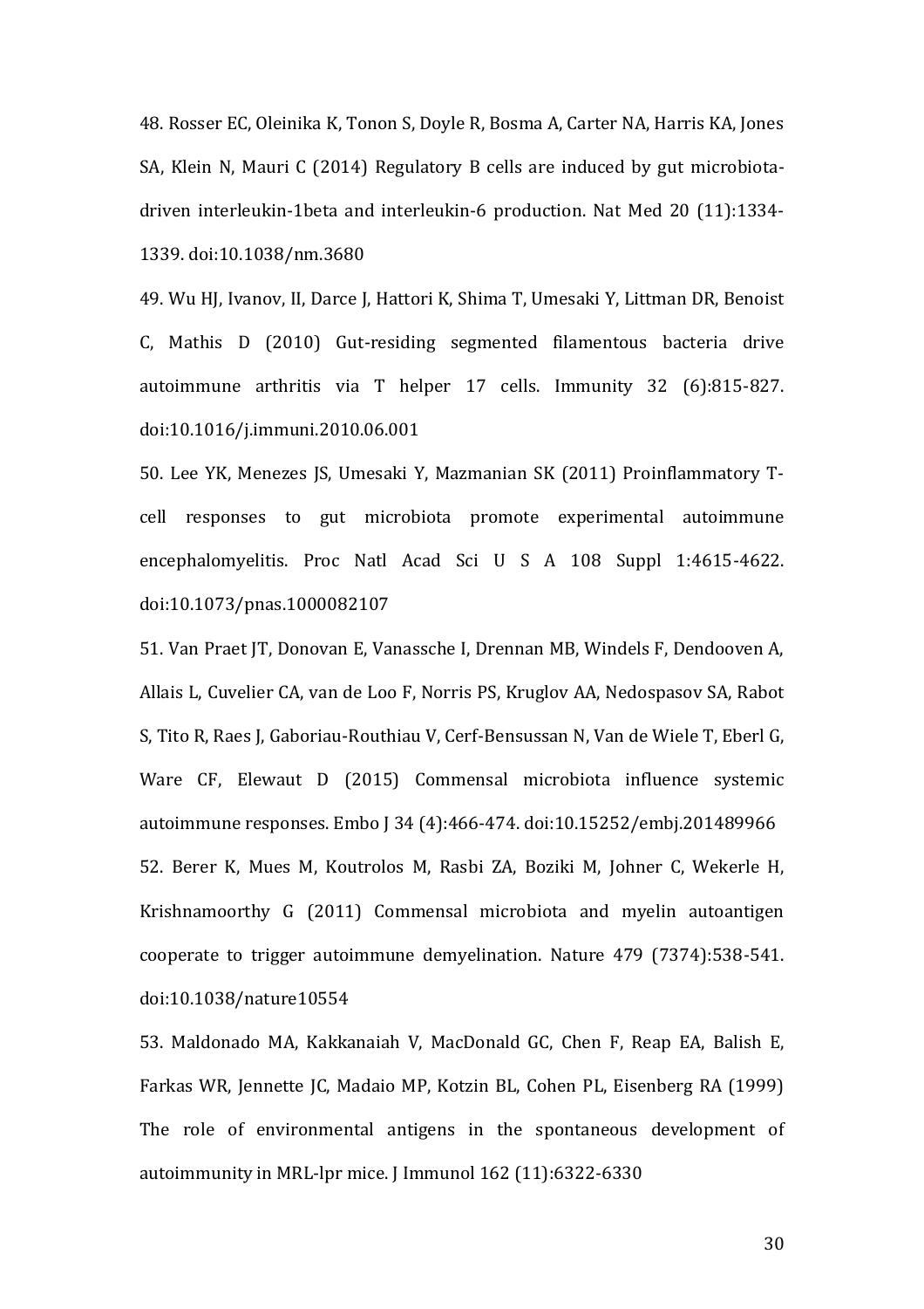48. Rosser EC, Oleinika K, Tonon S, Doyle R, Bosma A, Carter NA, Harris KA, Jones SA, Klein N, Mauri C (2014) Regulatory B cells are induced by gut microbiota-driven interleukin-1beta and interleukin-6 production. Nat Med 20 (11):1334-1339. doi:10.1038/nm.3680

49. Wu HJ, Ivanov, II, Darce J, Hattori K, Shima T, Umesaki Y, Littman DR, Benoist C, Mathis D (2010) Gut-residing segmented filamentous bacteria drive autoimmune arthritis via T helper 17 cells. Immunity 32 (6):815-827. doi:10.1016/j.immuni.2010.06.001

50. Lee YK, Menezes JS, Umesaki Y, Mazmanian SK (2011) Proinflammatory T-cell responses to gut microbiota promote experimental autoimmune encephalomyelitis. Proc Natl Acad Sci U S A 108 Suppl 1:4615-4622. doi:10.1073/pnas.1000082107

51. Van Praet JT, Donovan E, Vanassche I, Drennan MB, Windels F, Dendooven A, Allais L, Cuvelier CA, van de Loo F, Norris PS, Kruglov AA, Nedospasov SA, Rabot S, Tito R, Raes J, Gaboriau-Routhiau V, Cerf-Bensussan N, Van de Wiele T, Eberl G, Ware CF, Elewaut D (2015) Commensal microbiota influence systemic autoimmune responses. Embo J 34 (4):466-474. doi:10.15252/embj.201489966

52. Berer K, Mues M, Koutrolos M, Rasbi ZA, Boziki M, Johner C, Wekerle H, Krishnamoorthy G (2011) Commensal microbiota and myelin autoantigen cooperate to trigger autoimmune demyelination. Nature 479 (7374):538-541. doi:10.1038/nature10554

53. Maldonado MA, Kakkanaiah V, MacDonald GC, Chen F, Reap EA, Balish E, Farkas WR, Jennette JC, Madaio MP, Kotzin BL, Cohen PL, Eisenberg RA (1999) The role of environmental antigens in the spontaneous development of autoimmunity in MRL-lpr mice. J Immunol 162 (11):6322-6330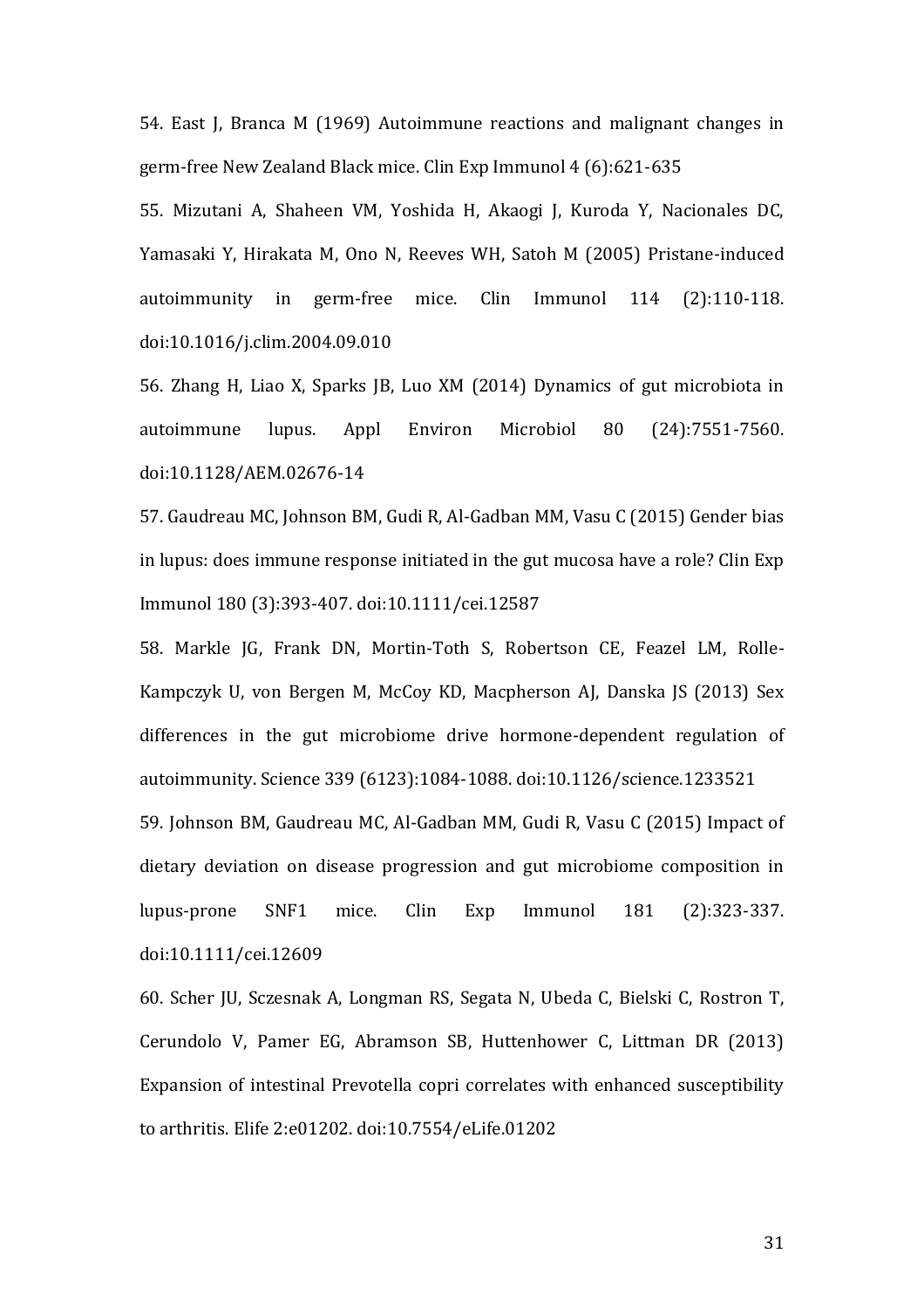54. East J, Branca M (1969) Autoimmune reactions and malignant changes in germ-free New Zealand Black mice. Clin Exp Immunol 4 (6):621-635

55. Mizutani A, Shaheen VM, Yoshida H, Akaogi J, Kuroda Y, Nacionales DC, Yamasaki Y, Hirakata M, Ono N, Reeves WH, Satoh M (2005) Pristane-induced autoimmunity in germ-free mice. Clin Immunol 114 (2):110-118. doi:10.1016/j.clim.2004.09.010

56. Zhang H, Liao X, Sparks JB, Luo XM (2014) Dynamics of gut microbiota in autoimmune lupus. Appl Environ Microbiol 80 (24):7551-7560. doi:10.1128/AEM.02676-14

57. Gaudreau MC, Johnson BM, Gudi R, Al-Gadban MM, Vasu C (2015) Gender bias in lupus: does immune response initiated in the gut mucosa have a role? Clin Exp Immunol 180 (3):393-407. doi:10.1111/cei.12587

58. Markle JG, Frank DN, Mortin-Toth S, Robertson CE, Feazel LM, Rolle-Kampczyk U, von Bergen M, McCoy KD, Macpherson AJ, Danska JS (2013) Sex differences in the gut microbiome drive hormone-dependent regulation of autoimmunity. Science 339 (6123):1084-1088. doi:10.1126/science.1233521

59. Johnson BM, Gaudreau MC, Al-Gadban MM, Gudi R, Vasu C (2015) Impact of dietary deviation on disease progression and gut microbiome composition in lupus-prone SNF1 mice. Clin Exp Immunol 181 (2):323-337. doi:10.1111/cei.12609

60. Scher JU, Sczesnak A, Longman RS, Segata N, Ubeda C, Bielski C, Rostron T, Cerundolo V, Pamer EG, Abramson SB, Huttenhower C, Littman DR (2013) Expansion of intestinal Prevotella copri correlates with enhanced susceptibility to arthritis. Elife 2:e01202. doi:10.7554/eLife.01202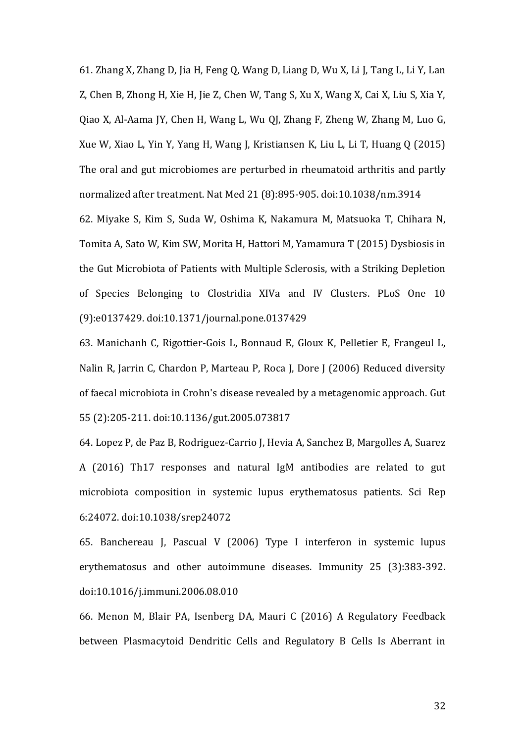61. Zhang X, Zhang D, Jia H, Feng Q, Wang D, Liang D, Wu X, Li J, Tang L, Li Y, Lan Z, Chen B, Zhong H, Xie H, Jie Z, Chen W, Tang S, Xu X, Wang X, Cai X, Liu S, Xia Y, Qiao X, Al-Aama JY, Chen H, Wang L, Wu QJ, Zhang F, Zheng W, Zhang M, Luo G, Xue W, Xiao L, Yin Y, Yang H, Wang J, Kristiansen K, Liu L, Li T, Huang Q (2015) The oral and gut microbiomes are perturbed in rheumatoid arthritis and partly normalized after treatment. Nat Med 21 (8):895-905. doi:10.1038/nm.3914

62. Miyake S, Kim S, Suda W, Oshima K, Nakamura M, Matsuoka T, Chihara N, Tomita A, Sato W, Kim SW, Morita H, Hattori M, Yamamura T (2015) Dysbiosis in the Gut Microbiota of Patients with Multiple Sclerosis, with a Striking Depletion of Species Belonging to Clostridia XIVa and IV Clusters. PLoS One 10 (9):e0137429. doi:10.1371/journal.pone.0137429

63. Manichanh C, Rigottier-Gois L, Bonnaud E, Gloux K, Pelletier E, Frangeul L, Nalin R, Jarrin C, Chardon P, Marteau P, Roca J, Dore J (2006) Reduced diversity of faecal microbiota in Crohn's disease revealed by a metagenomic approach. Gut 55 (2):205-211. doi:10.1136/gut.2005.073817

64. Lopez P, de Paz B, Rodriguez-Carrio J, Hevia A, Sanchez B, Margolles A, Suarez A (2016) Th17 responses and natural IgM antibodies are related to gut microbiota composition in systemic lupus erythematosus patients. Sci Rep 6:24072. doi:10.1038/srep24072

65. Banchereau J, Pascual V (2006) Type I interferon in systemic lupus erythematosus and other autoimmune diseases. Immunity 25 (3):383-392. doi:10.1016/j.immuni.2006.08.010

66. Menon M, Blair PA, Isenberg DA, Mauri C (2016) A Regulatory Feedback between Plasmacytoid Dendritic Cells and Regulatory B Cells Is Aberrant in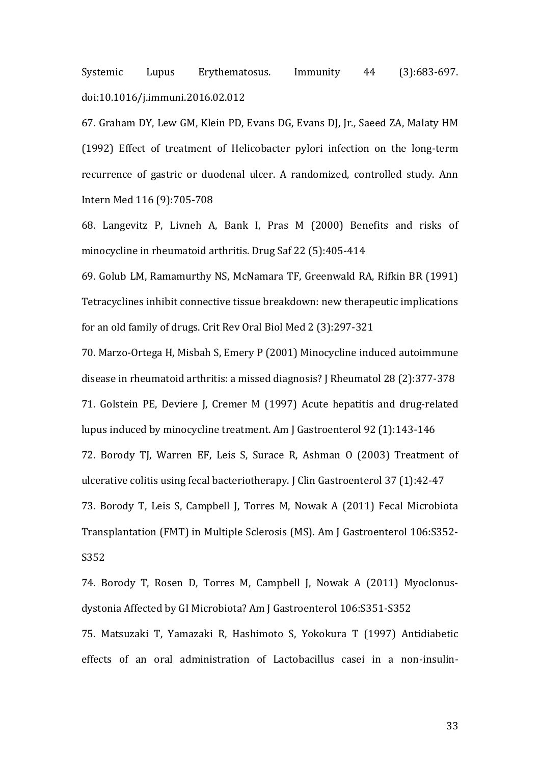Systemic Lupus Erythematosus. Immunity 44 (3):683-697. doi:10.1016/j.immuni.2016.02.012

67. Graham DY, Lew GM, Klein PD, Evans DG, Evans DJ, Jr., Saeed ZA, Malaty HM (1992) Effect of treatment of Helicobacter pylori infection on the long-term recurrence of gastric or duodenal ulcer. A randomized, controlled study. Ann Intern Med 116 (9):705-708

68. Langevitz P, Livneh A, Bank I, Pras M (2000) Benefits and risks of minocycline in rheumatoid arthritis. Drug Saf 22 (5):405-414

69. Golub LM, Ramamurthy NS, McNamara TF, Greenwald RA, Rifkin BR (1991) Tetracyclines inhibit connective tissue breakdown: new therapeutic implications for an old family of drugs. Crit Rev Oral Biol Med 2 (3):297-321

70. Marzo-Ortega H, Misbah S, Emery P (2001) Minocycline induced autoimmune disease in rheumatoid arthritis: a missed diagnosis? J Rheumatol 28 (2):377-378

71. Golstein PE, Deviere J, Cremer M (1997) Acute hepatitis and drug-related lupus induced by minocycline treatment. Am J Gastroenterol 92 (1):143-146

72. Borody TJ, Warren EF, Leis S, Surace R, Ashman O (2003) Treatment of ulcerative colitis using fecal bacteriotherapy. J Clin Gastroenterol 37 (1):42-47

73. Borody T, Leis S, Campbell J, Torres M, Nowak A (2011) Fecal Microbiota Transplantation (FMT) in Multiple Sclerosis (MS). Am J Gastroenterol 106:S352-S352

74. Borody T, Rosen D, Torres M, Campbell J, Nowak A (2011) Myoclonus-dystonia Affected by GI Microbiota? Am J Gastroenterol 106:S351-S352

75. Matsuzaki T, Yamazaki R, Hashimoto S, Yokokura T (1997) Antidiabetic effects of an oral administration of Lactobacillus casei in a non-insulin-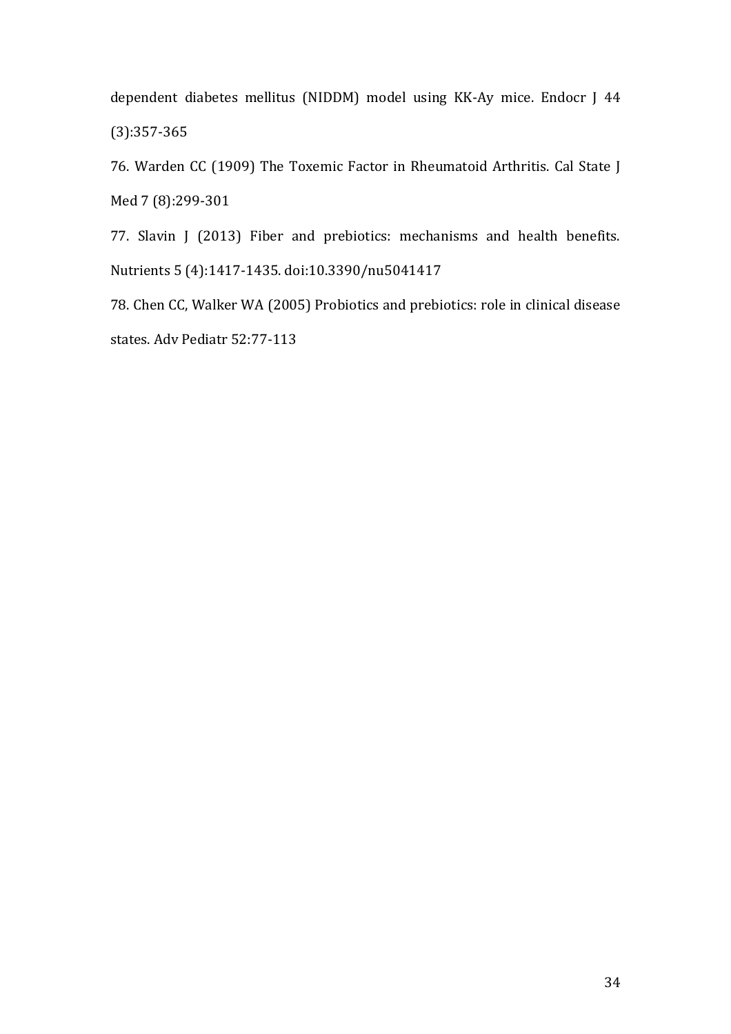dependent diabetes mellitus (NIDDM) model using KK-Ay mice. Endocr J 44 (3):357-365

76. Warden CC (1909) The Toxemic Factor in Rheumatoid Arthritis. Cal State J Med 7 (8):299-301

77. Slavin J (2013) Fiber and prebiotics: mechanisms and health benefits. Nutrients 5 (4):1417-1435. doi:10.3390/nu5041417

78. Chen CC, Walker WA (2005) Probiotics and prebiotics: role in clinical disease states. Adv Pediatr 52:77-113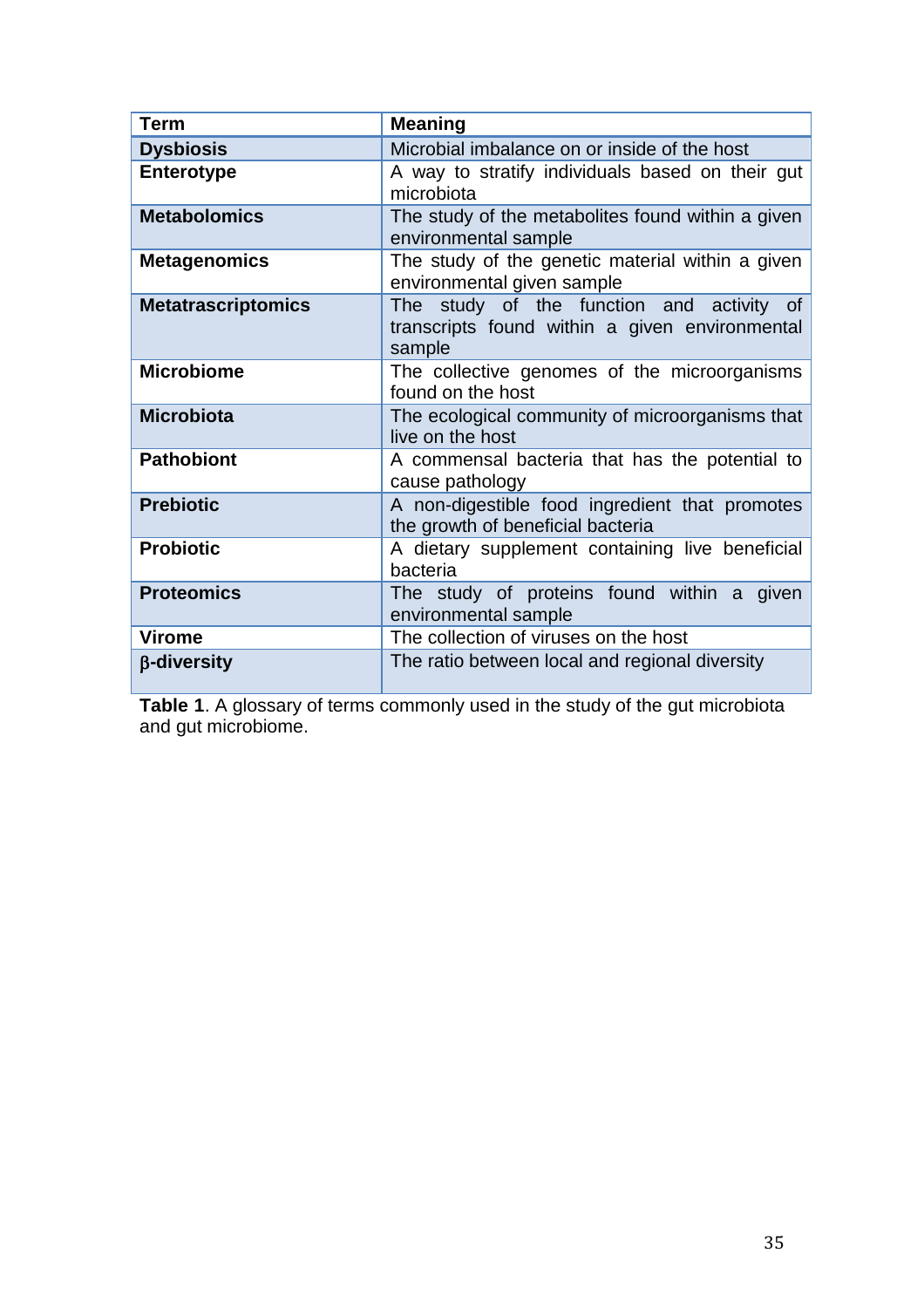| **Term** | **Meaning** |
|---|---|
| **Dysbiosis** | Microbial imbalance on or inside of the host |
| **Enterotype** | A way to stratify individuals based on their gut microbiota |
| **Metabolomics** | The study of the metabolites found within a given environmental sample |
| **Metagenomics** | The study of the genetic material within a given environmental given sample |
| **Metatrascriptomics** | The study of the function and activity of transcripts found within a given environmental sample |
| **Microbiome** | The collective genomes of the microorganisms found on the host |
| **Microbiota** | The ecological community of microorganisms that live on the host |
| **Pathobiont** | A commensal bacteria that has the potential to cause pathology |
| **Prebiotic** | A non-digestible food ingredient that promotes the growth of beneficial bacteria |
| **Probiotic** | A dietary supplement containing live beneficial bacteria |
| **Proteomics** | The study of proteins found within a given environmental sample |
| **Virome** | The collection of viruses on the host |
| **β-diversity** | The ratio between local and regional diversity |

**Table 1**. A glossary of terms commonly used in the study of the gut microbiota and gut microbiome.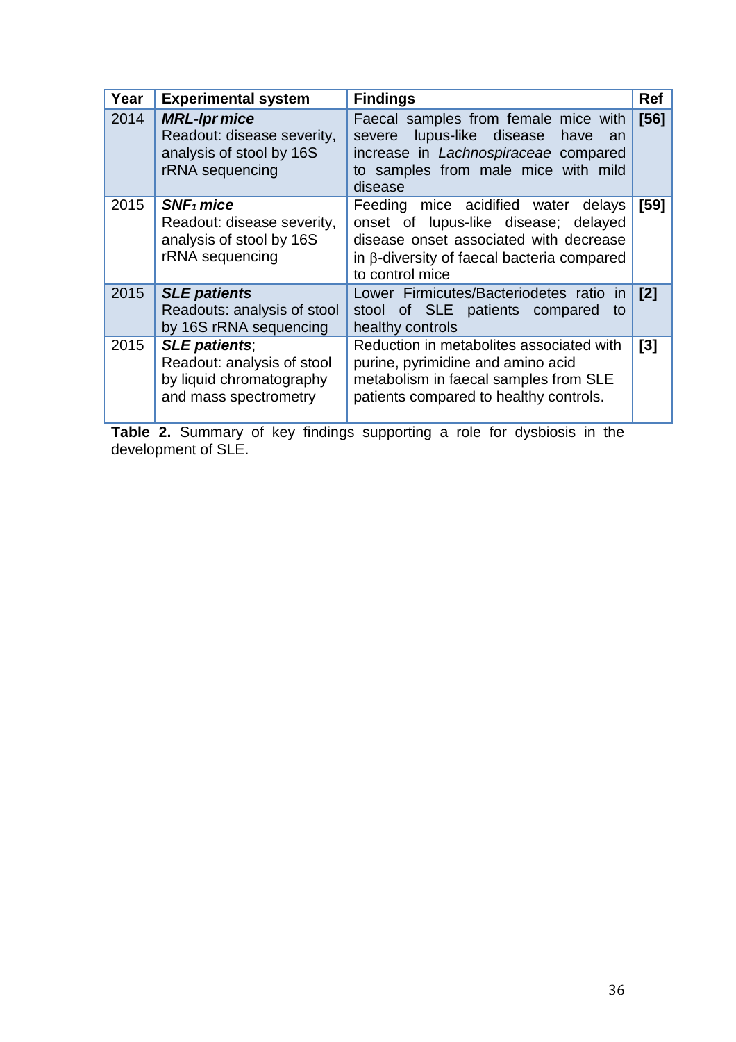| Year | Experimental system | Findings | Ref |
|---|---|---|---|
| 2014 | ***MRL-lpr mice***<br>Readout: disease severity, analysis of stool by 16S rRNA sequencing | Faecal samples from female mice with severe lupus-like disease have an increase in *Lachnospiraceae* compared to samples from male mice with mild disease | **[56]** |
| 2015 | ***$SNF_1$ mice***<br>Readout: disease severity, analysis of stool by 16S rRNA sequencing | Feeding mice acidified water delays onset of lupus-like disease; delayed disease onset associated with decrease in β-diversity of faecal bacteria compared to control mice | **[59]** |
| 2015 | ***SLE patients***<br>Readouts: analysis of stool by 16S rRNA sequencing | Lower Firmicutes/Bacteriodetes ratio in stool of SLE patients compared to healthy controls | **[2]** |
| 2015 | ***SLE patients***;<br>Readout: analysis of stool by liquid chromatography and mass spectrometry | Reduction in metabolites associated with purine, pyrimidine and amino acid metabolism in faecal samples from SLE patients compared to healthy controls. | **[3]** |

**Table 2.** Summary of key findings supporting a role for dysbiosis in the development of SLE.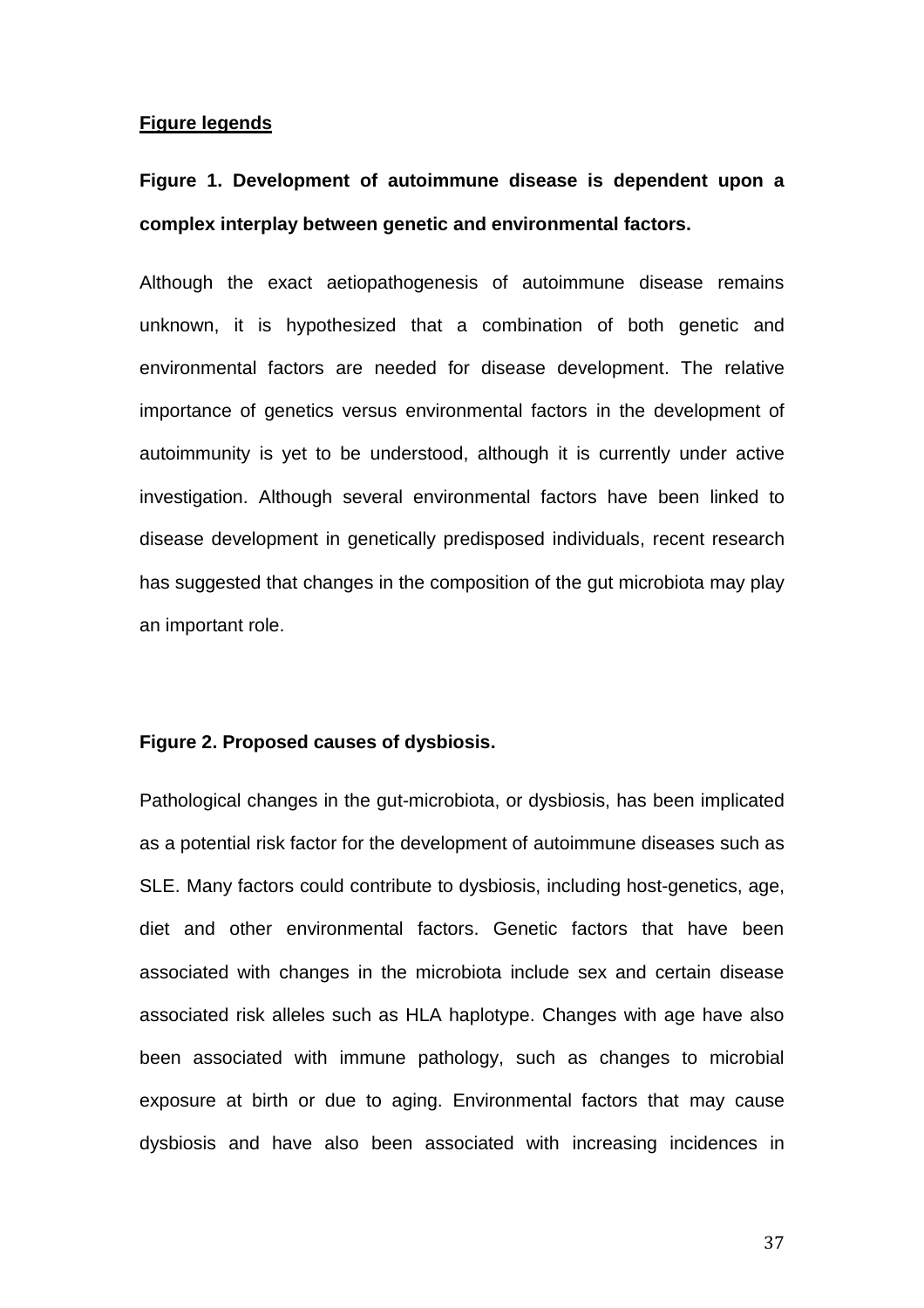**Figure legends**

**Figure 1. Development of autoimmune disease is dependent upon a complex interplay between genetic and environmental factors.**

Although the exact aetiopathogenesis of autoimmune disease remains unknown, it is hypothesized that a combination of both genetic and environmental factors are needed for disease development. The relative importance of genetics versus environmental factors in the development of autoimmunity is yet to be understood, although it is currently under active investigation. Although several environmental factors have been linked to disease development in genetically predisposed individuals, recent research has suggested that changes in the composition of the gut microbiota may play an important role.

**Figure 2. Proposed causes of dysbiosis.**

Pathological changes in the gut-microbiota, or dysbiosis, has been implicated as a potential risk factor for the development of autoimmune diseases such as SLE. Many factors could contribute to dysbiosis, including host-genetics, age, diet and other environmental factors. Genetic factors that have been associated with changes in the microbiota include sex and certain disease associated risk alleles such as HLA haplotype. Changes with age have also been associated with immune pathology, such as changes to microbial exposure at birth or due to aging. Environmental factors that may cause dysbiosis and have also been associated with increasing incidences in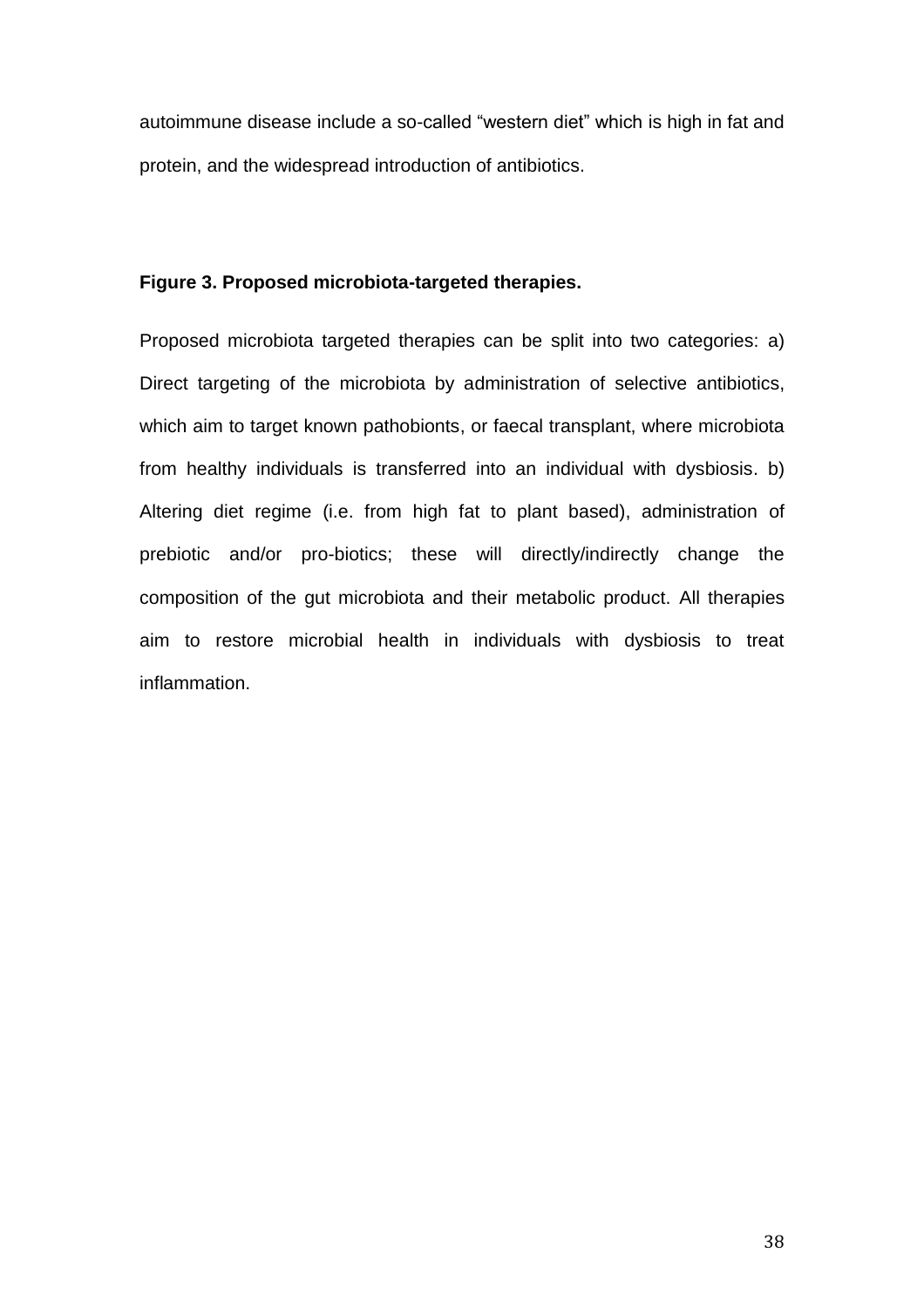autoimmune disease include a so-called “western diet” which is high in fat and protein, and the widespread introduction of antibiotics.

**Figure 3. Proposed microbiota-targeted therapies.**

Proposed microbiota targeted therapies can be split into two categories: a) Direct targeting of the microbiota by administration of selective antibiotics, which aim to target known pathobionts, or faecal transplant, where microbiota from healthy individuals is transferred into an individual with dysbiosis. b) Altering diet regime (i.e. from high fat to plant based), administration of prebiotic and/or pro-biotics; these will directly/indirectly change the composition of the gut microbiota and their metabolic product. All therapies aim to restore microbial health in individuals with dysbiosis to treat inflammation.